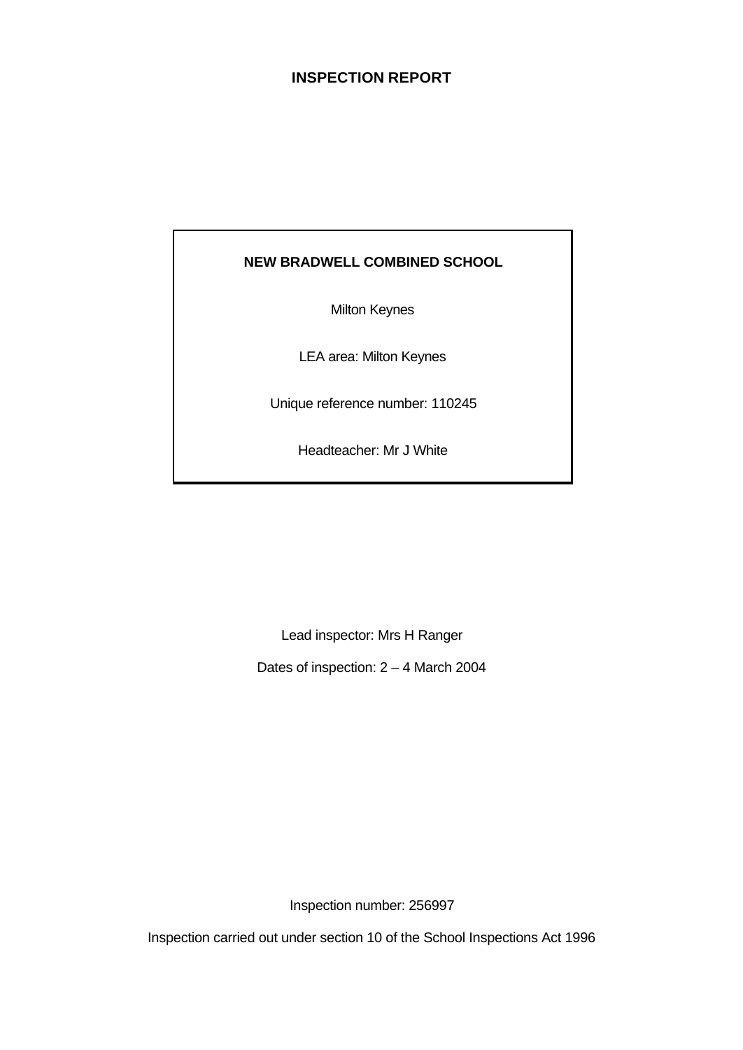# INSPECTION REPORT

**NEW BRADWELL COMBINED SCHOOL**

Milton Keynes

LEA area: Milton Keynes

Unique reference number: 110245

Headteacher: Mr J White

Lead inspector: Mrs H Ranger

Dates of inspection: 2 – 4 March 2004

Inspection number: 256997

Inspection carried out under section 10 of the School Inspections Act 1996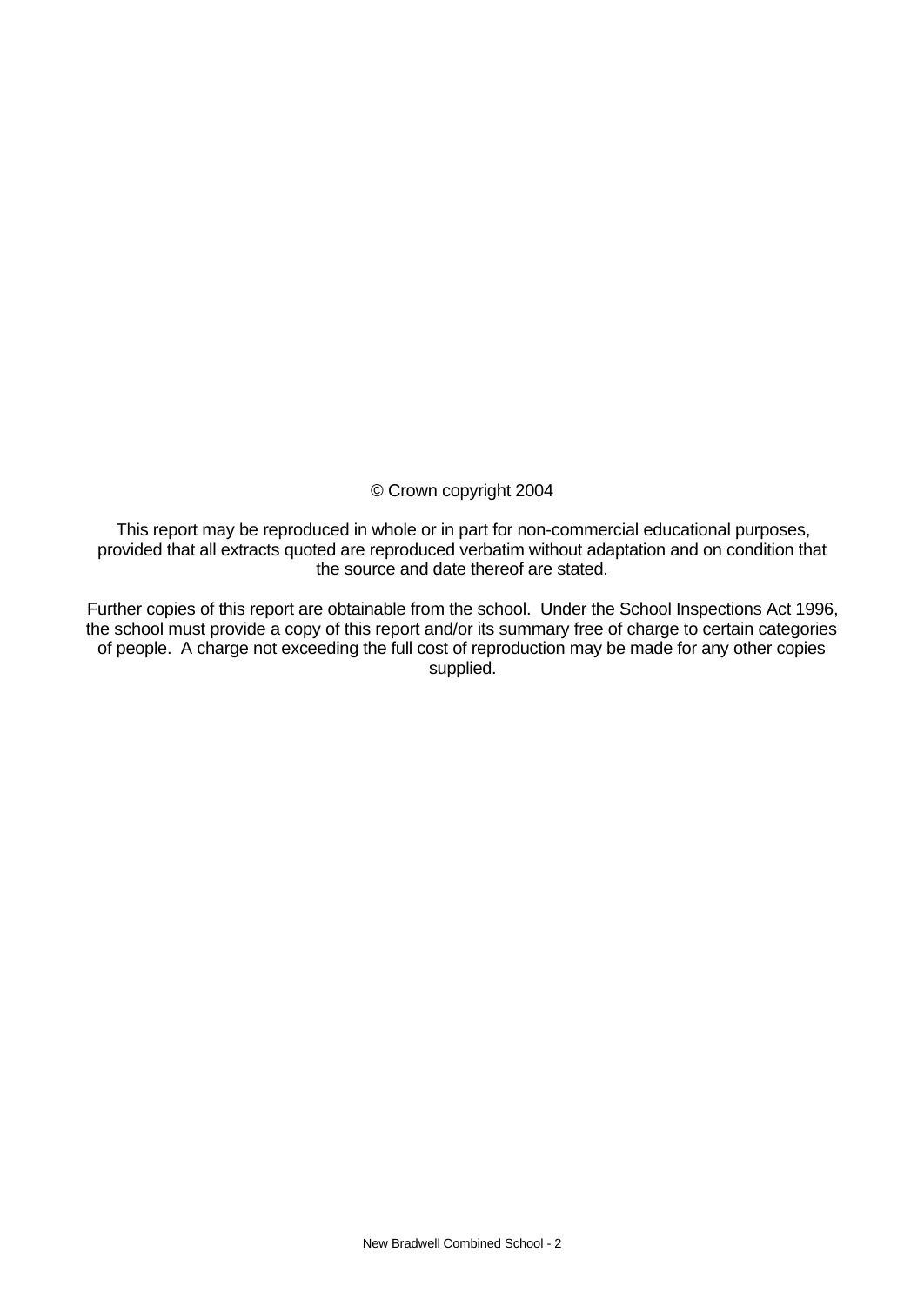© Crown copyright 2004

This report may be reproduced in whole or in part for non-commercial educational purposes, provided that all extracts quoted are reproduced verbatim without adaptation and on condition that the source and date thereof are stated.

Further copies of this report are obtainable from the school. Under the School Inspections Act 1996, the school must provide a copy of this report and/or its summary free of charge to certain categories of people. A charge not exceeding the full cost of reproduction may be made for any other copies supplied.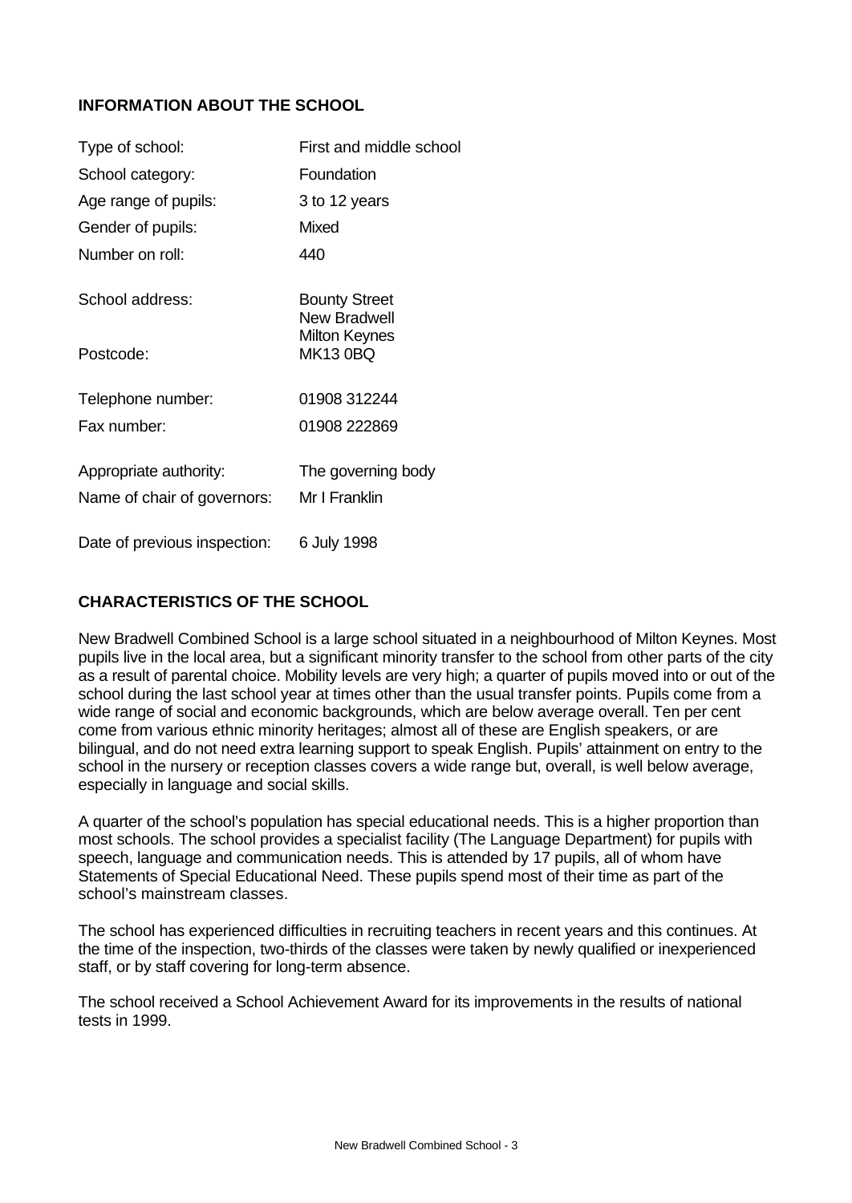## INFORMATION ABOUT THE SCHOOL

| | |
|---|---|
| Type of school: | First and middle school |
| School category: | Foundation |
| Age range of pupils: | 3 to 12 years |
| Gender of pupils: | Mixed |
| Number on roll: | 440 |
| School address: | Bounty Street<br>New Bradwell<br>Milton Keynes |
| Postcode: | MK13 0BQ |
| Telephone number: | 01908 312244 |
| Fax number: | 01908 222869 |
| Appropriate authority: | The governing body |
| Name of chair of governors: | Mr I Franklin |
| Date of previous inspection: | 6 July 1998 |

## CHARACTERISTICS OF THE SCHOOL

New Bradwell Combined School is a large school situated in a neighbourhood of Milton Keynes. Most pupils live in the local area, but a significant minority transfer to the school from other parts of the city as a result of parental choice. Mobility levels are very high; a quarter of pupils moved into or out of the school during the last school year at times other than the usual transfer points. Pupils come from a wide range of social and economic backgrounds, which are below average overall. Ten per cent come from various ethnic minority heritages; almost all of these are English speakers, or are bilingual, and do not need extra learning support to speak English. Pupils' attainment on entry to the school in the nursery or reception classes covers a wide range but, overall, is well below average, especially in language and social skills.

A quarter of the school's population has special educational needs. This is a higher proportion than most schools. The school provides a specialist facility (The Language Department) for pupils with speech, language and communication needs. This is attended by 17 pupils, all of whom have Statements of Special Educational Need. These pupils spend most of their time as part of the school's mainstream classes.

The school has experienced difficulties in recruiting teachers in recent years and this continues. At the time of the inspection, two-thirds of the classes were taken by newly qualified or inexperienced staff, or by staff covering for long-term absence.

The school received a School Achievement Award for its improvements in the results of national tests in 1999.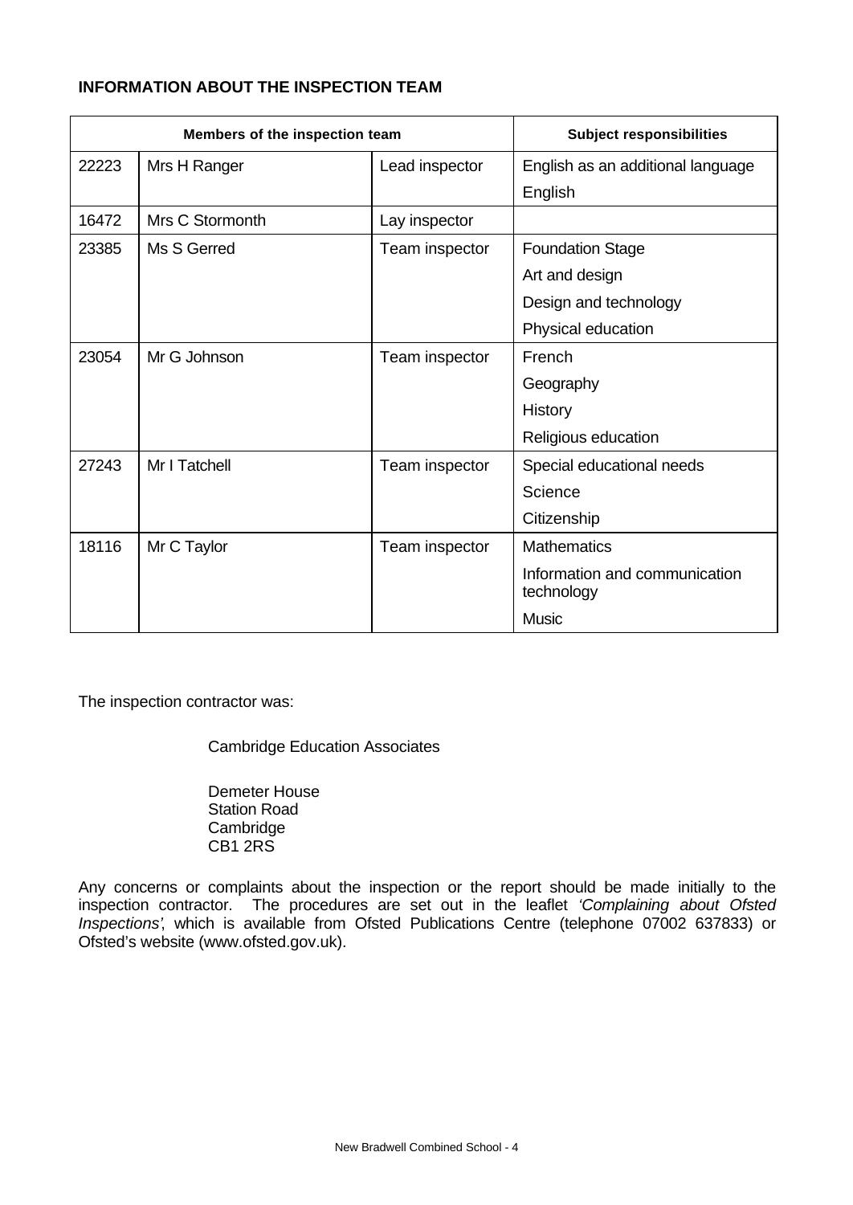**INFORMATION ABOUT THE INSPECTION TEAM**

| Members of the inspection team | | | Subject responsibilities |
| --- | --- | --- | --- |
| 22223 | Mrs H Ranger | Lead inspector | English as an additional language<br>English |
| 16472 | Mrs C Stormonth | Lay inspector | |
| 23385 | Ms S Gerred | Team inspector | Foundation Stage<br>Art and design<br>Design and technology<br>Physical education |
| 23054 | Mr G Johnson | Team inspector | French<br>Geography<br>History<br>Religious education |
| 27243 | Mr I Tatchell | Team inspector | Special educational needs<br>Science<br>Citizenship |
| 18116 | Mr C Taylor | Team inspector | Mathematics<br>Information and communication technology<br>Music |

The inspection contractor was:

Cambridge Education Associates

Demeter House
Station Road
Cambridge
CB1 2RS

Any concerns or complaints about the inspection or the report should be made initially to the inspection contractor. The procedures are set out in the leaflet *'Complaining about Ofsted Inspections'*, which is available from Ofsted Publications Centre (telephone 07002 637833) or Ofsted's website (www.ofsted.gov.uk).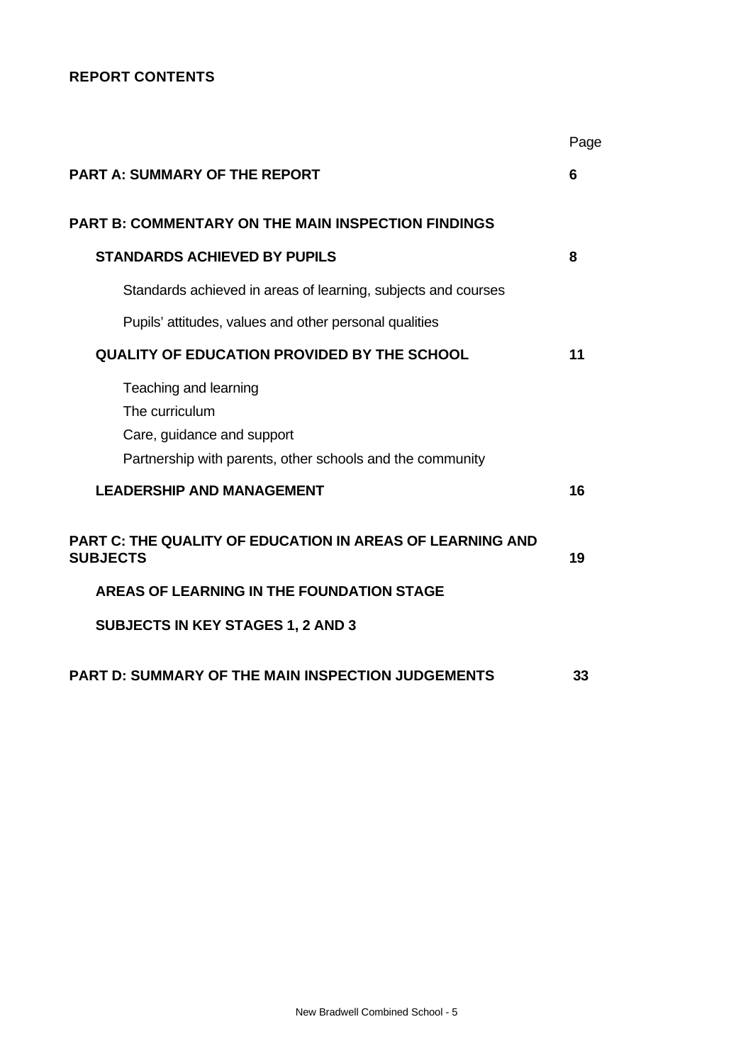## REPORT CONTENTS

| | Page |
|---|---|
| **PART A: SUMMARY OF THE REPORT** | **6** |
| **PART B: COMMENTARY ON THE MAIN INSPECTION FINDINGS** | |
| **STANDARDS ACHIEVED BY PUPILS** | **8** |
| Standards achieved in areas of learning, subjects and courses | |
| Pupils' attitudes, values and other personal qualities | |
| **QUALITY OF EDUCATION PROVIDED BY THE SCHOOL** | **11** |
| Teaching and learning | |
| The curriculum | |
| Care, guidance and support | |
| Partnership with parents, other schools and the community | |
| **LEADERSHIP AND MANAGEMENT** | **16** |
| **PART C: THE QUALITY OF EDUCATION IN AREAS OF LEARNING AND SUBJECTS** | **19** |
| **AREAS OF LEARNING IN THE FOUNDATION STAGE** | |
| **SUBJECTS IN KEY STAGES 1, 2 AND 3** | |
| **PART D: SUMMARY OF THE MAIN INSPECTION JUDGEMENTS** | **33** |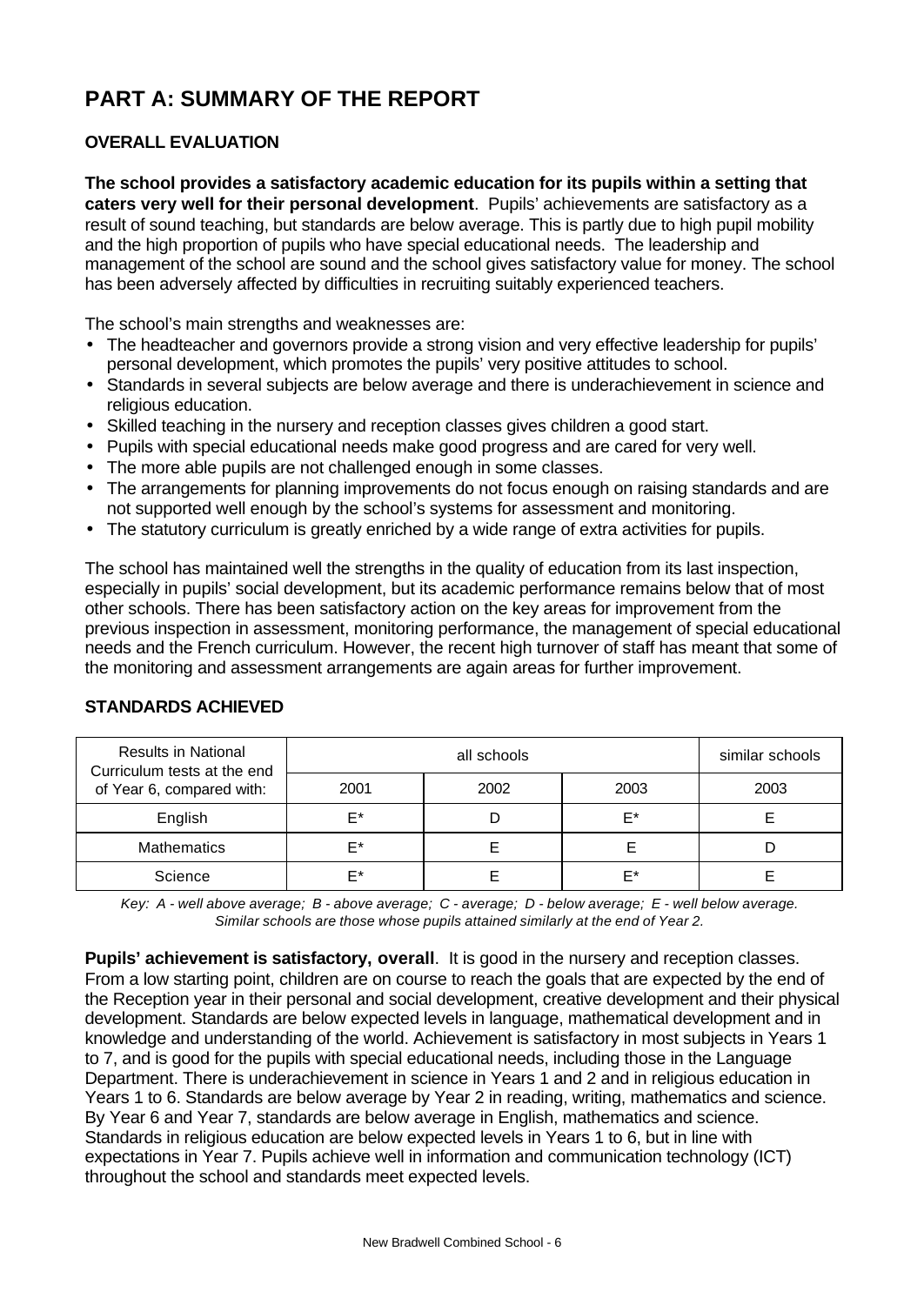# PART A: SUMMARY OF THE REPORT

## OVERALL EVALUATION

**The school provides a satisfactory academic education for its pupils within a setting that caters very well for their personal development**. Pupils' achievements are satisfactory as a result of sound teaching, but standards are below average. This is partly due to high pupil mobility and the high proportion of pupils who have special educational needs. The leadership and management of the school are sound and the school gives satisfactory value for money. The school has been adversely affected by difficulties in recruiting suitably experienced teachers.

The school's main strengths and weaknesses are:

- The headteacher and governors provide a strong vision and very effective leadership for pupils' personal development, which promotes the pupils' very positive attitudes to school.
- Standards in several subjects are below average and there is underachievement in science and religious education.
- Skilled teaching in the nursery and reception classes gives children a good start.
- Pupils with special educational needs make good progress and are cared for very well.
- The more able pupils are not challenged enough in some classes.
- The arrangements for planning improvements do not focus enough on raising standards and are not supported well enough by the school's systems for assessment and monitoring.
- The statutory curriculum is greatly enriched by a wide range of extra activities for pupils.

The school has maintained well the strengths in the quality of education from its last inspection, especially in pupils' social development, but its academic performance remains below that of most other schools. There has been satisfactory action on the key areas for improvement from the previous inspection in assessment, monitoring performance, the management of special educational needs and the French curriculum. However, the recent high turnover of staff has meant that some of the monitoring and assessment arrangements are again areas for further improvement.

## STANDARDS ACHIEVED

| Results in National Curriculum tests at the end of Year 6, compared with: | all schools | | | similar schools |
|---|---|---|---|---|
| | 2001 | 2002 | 2003 | 2003 |
| English | E* | D | E* | E |
| Mathematics | E* | E | E | D |
| Science | E* | E | E* | E |

*Key: A - well above average; B - above average; C - average; D - below average; E - well below average. Similar schools are those whose pupils attained similarly at the end of Year 2.*

**Pupils' achievement is satisfactory, overall**. It is good in the nursery and reception classes. From a low starting point, children are on course to reach the goals that are expected by the end of the Reception year in their personal and social development, creative development and their physical development. Standards are below expected levels in language, mathematical development and in knowledge and understanding of the world. Achievement is satisfactory in most subjects in Years 1 to 7, and is good for the pupils with special educational needs, including those in the Language Department. There is underachievement in science in Years 1 and 2 and in religious education in Years 1 to 6. Standards are below average by Year 2 in reading, writing, mathematics and science. By Year 6 and Year 7, standards are below average in English, mathematics and science. Standards in religious education are below expected levels in Years 1 to 6, but in line with expectations in Year 7. Pupils achieve well in information and communication technology (ICT) throughout the school and standards meet expected levels.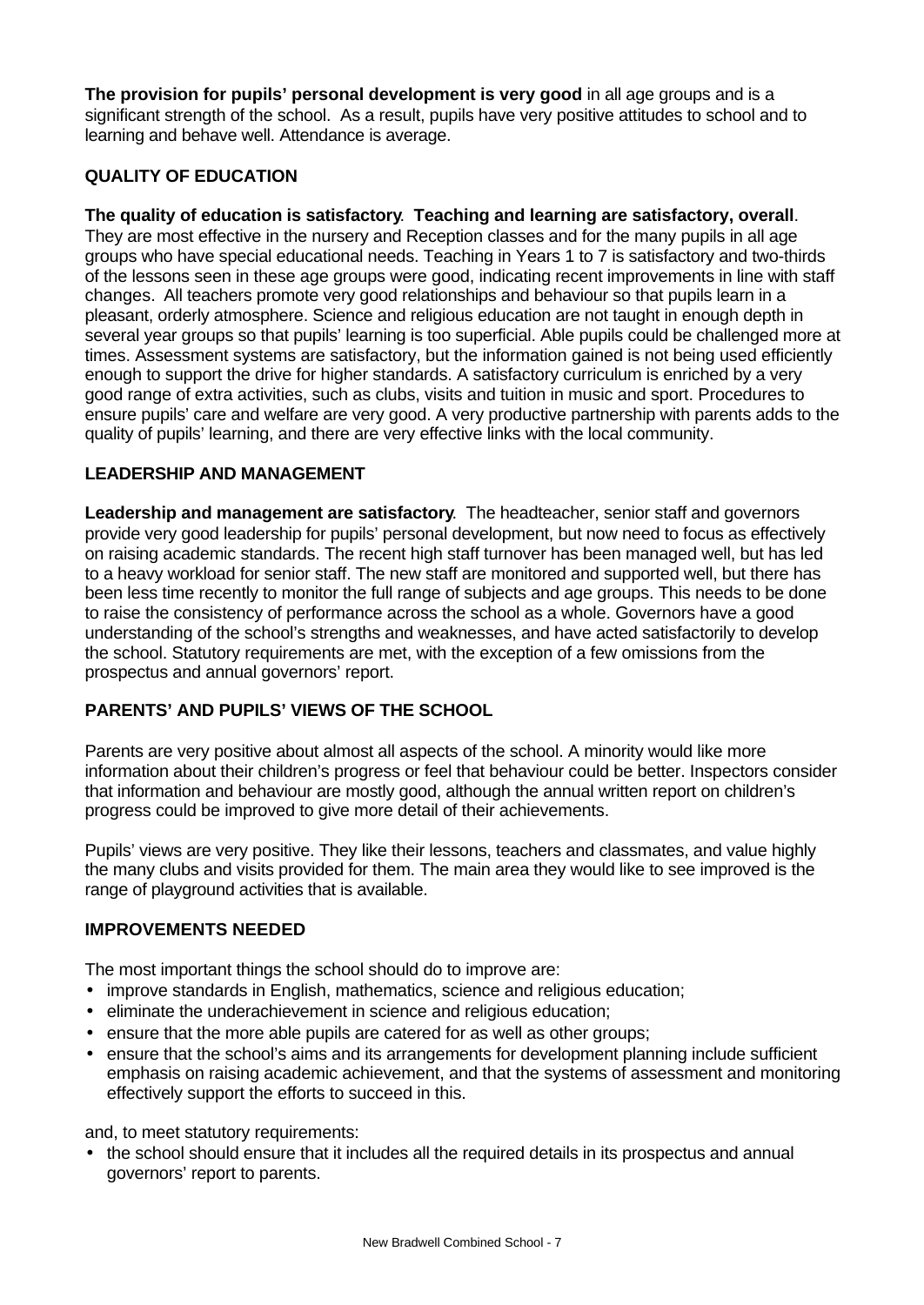**The provision for pupils' personal development is very good** in all age groups and is a significant strength of the school. As a result, pupils have very positive attitudes to school and to learning and behave well. Attendance is average.

## QUALITY OF EDUCATION

**The quality of education is satisfactory**. **Teaching and learning are satisfactory, overall**. They are most effective in the nursery and Reception classes and for the many pupils in all age groups who have special educational needs. Teaching in Years 1 to 7 is satisfactory and two-thirds of the lessons seen in these age groups were good, indicating recent improvements in line with staff changes. All teachers promote very good relationships and behaviour so that pupils learn in a pleasant, orderly atmosphere. Science and religious education are not taught in enough depth in several year groups so that pupils' learning is too superficial. Able pupils could be challenged more at times. Assessment systems are satisfactory, but the information gained is not being used efficiently enough to support the drive for higher standards. A satisfactory curriculum is enriched by a very good range of extra activities, such as clubs, visits and tuition in music and sport. Procedures to ensure pupils' care and welfare are very good. A very productive partnership with parents adds to the quality of pupils' learning, and there are very effective links with the local community.

## LEADERSHIP AND MANAGEMENT

**Leadership and management are satisfactory**. The headteacher, senior staff and governors provide very good leadership for pupils' personal development, but now need to focus as effectively on raising academic standards. The recent high staff turnover has been managed well, but has led to a heavy workload for senior staff. The new staff are monitored and supported well, but there has been less time recently to monitor the full range of subjects and age groups. This needs to be done to raise the consistency of performance across the school as a whole. Governors have a good understanding of the school's strengths and weaknesses, and have acted satisfactorily to develop the school. Statutory requirements are met, with the exception of a few omissions from the prospectus and annual governors' report.

## PARENTS' AND PUPILS' VIEWS OF THE SCHOOL

Parents are very positive about almost all aspects of the school. A minority would like more information about their children's progress or feel that behaviour could be better. Inspectors consider that information and behaviour are mostly good, although the annual written report on children's progress could be improved to give more detail of their achievements.

Pupils' views are very positive. They like their lessons, teachers and classmates, and value highly the many clubs and visits provided for them. The main area they would like to see improved is the range of playground activities that is available.

## IMPROVEMENTS NEEDED

The most important things the school should do to improve are:

- improve standards in English, mathematics, science and religious education;
- eliminate the underachievement in science and religious education;
- ensure that the more able pupils are catered for as well as other groups;
- ensure that the school's aims and its arrangements for development planning include sufficient emphasis on raising academic achievement, and that the systems of assessment and monitoring effectively support the efforts to succeed in this.

and, to meet statutory requirements:

- the school should ensure that it includes all the required details in its prospectus and annual governors' report to parents.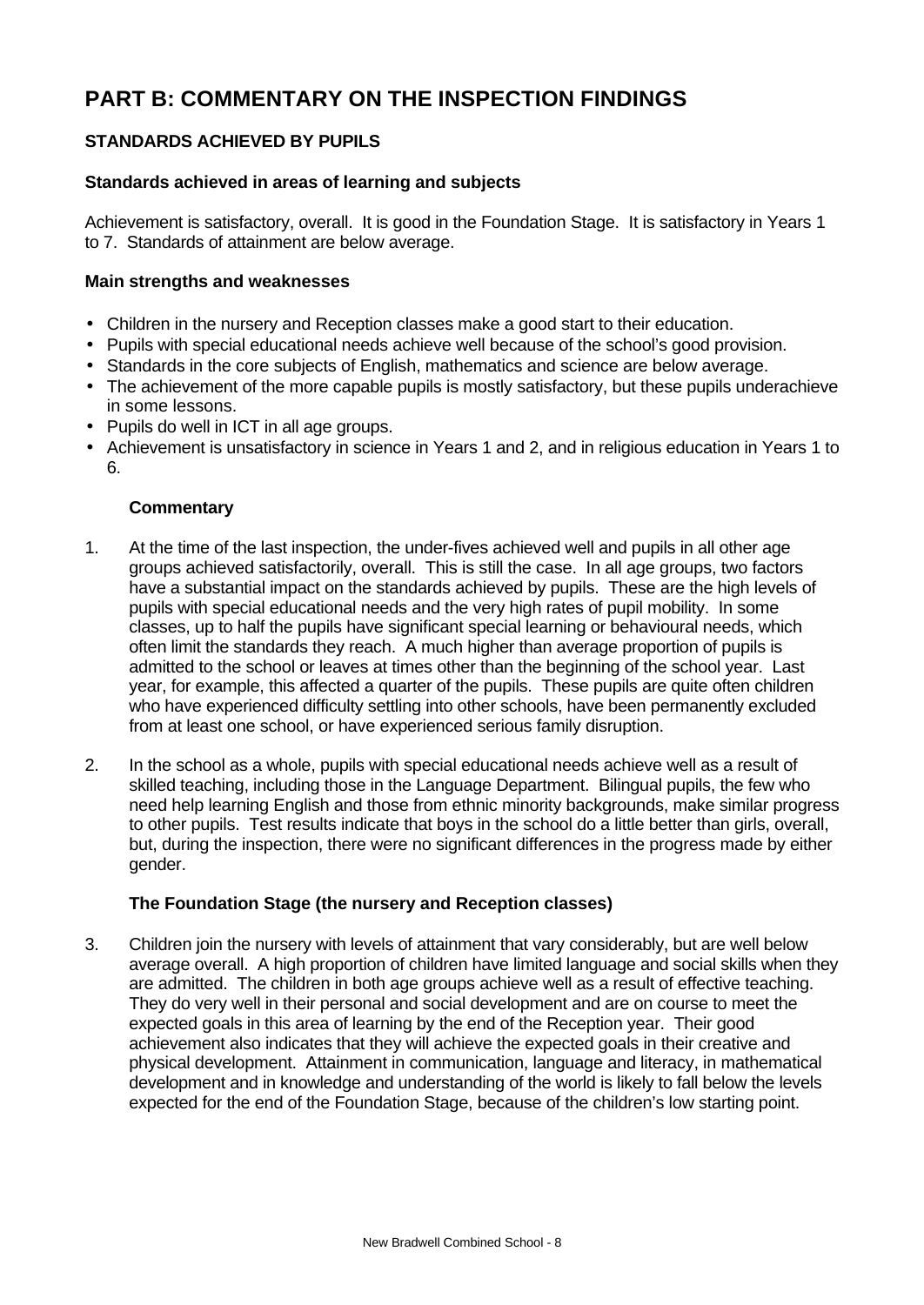# PART B: COMMENTARY ON THE INSPECTION FINDINGS

## STANDARDS ACHIEVED BY PUPILS

### Standards achieved in areas of learning and subjects

Achievement is satisfactory, overall. It is good in the Foundation Stage. It is satisfactory in Years 1 to 7. Standards of attainment are below average.

### Main strengths and weaknesses

- Children in the nursery and Reception classes make a good start to their education.
- Pupils with special educational needs achieve well because of the school's good provision.
- Standards in the core subjects of English, mathematics and science are below average.
- The achievement of the more capable pupils is mostly satisfactory, but these pupils underachieve in some lessons.
- Pupils do well in ICT in all age groups.
- Achievement is unsatisfactory in science in Years 1 and 2, and in religious education in Years 1 to 6.

#### Commentary

1. At the time of the last inspection, the under-fives achieved well and pupils in all other age groups achieved satisfactorily, overall. This is still the case. In all age groups, two factors have a substantial impact on the standards achieved by pupils. These are the high levels of pupils with special educational needs and the very high rates of pupil mobility. In some classes, up to half the pupils have significant special learning or behavioural needs, which often limit the standards they reach. A much higher than average proportion of pupils is admitted to the school or leaves at times other than the beginning of the school year. Last year, for example, this affected a quarter of the pupils. These pupils are quite often children who have experienced difficulty settling into other schools, have been permanently excluded from at least one school, or have experienced serious family disruption.

2. In the school as a whole, pupils with special educational needs achieve well as a result of skilled teaching, including those in the Language Department. Bilingual pupils, the few who need help learning English and those from ethnic minority backgrounds, make similar progress to other pupils. Test results indicate that boys in the school do a little better than girls, overall, but, during the inspection, there were no significant differences in the progress made by either gender.

#### The Foundation Stage (the nursery and Reception classes)

3. Children join the nursery with levels of attainment that vary considerably, but are well below average overall. A high proportion of children have limited language and social skills when they are admitted. The children in both age groups achieve well as a result of effective teaching. They do very well in their personal and social development and are on course to meet the expected goals in this area of learning by the end of the Reception year. Their good achievement also indicates that they will achieve the expected goals in their creative and physical development. Attainment in communication, language and literacy, in mathematical development and in knowledge and understanding of the world is likely to fall below the levels expected for the end of the Foundation Stage, because of the children's low starting point.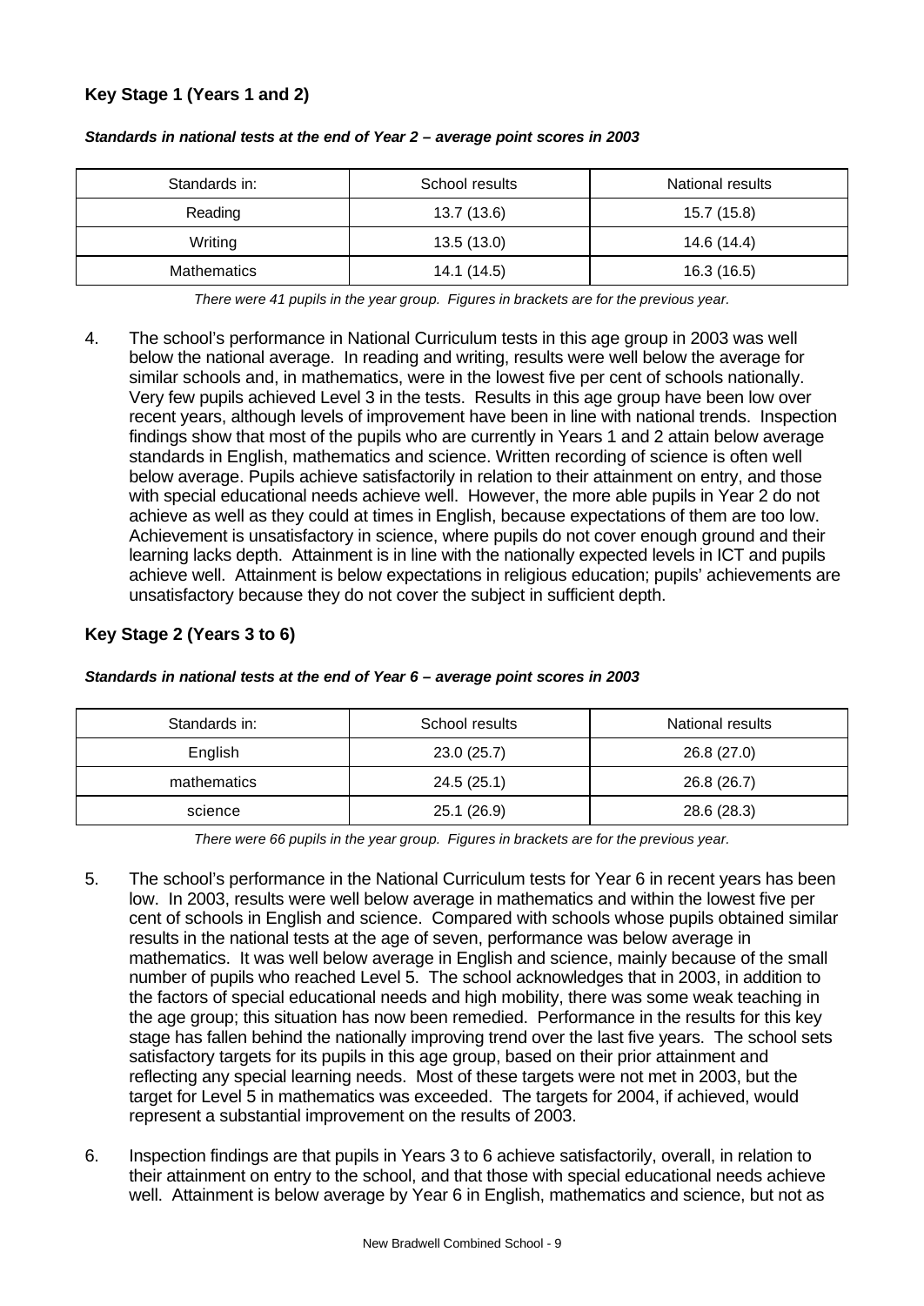### Key Stage 1 (Years 1 and 2)

***Standards in national tests at the end of Year 2 – average point scores in 2003***

| Standards in: | School results | National results |
|---|---|---|
| Reading | 13.7 (13.6) | 15.7 (15.8) |
| Writing | 13.5 (13.0) | 14.6 (14.4) |
| Mathematics | 14.1 (14.5) | 16.3 (16.5) |

*There were 41 pupils in the year group. Figures in brackets are for the previous year.*

4. The school's performance in National Curriculum tests in this age group in 2003 was well below the national average. In reading and writing, results were well below the average for similar schools and, in mathematics, were in the lowest five per cent of schools nationally. Very few pupils achieved Level 3 in the tests. Results in this age group have been low over recent years, although levels of improvement have been in line with national trends. Inspection findings show that most of the pupils who are currently in Years 1 and 2 attain below average standards in English, mathematics and science. Written recording of science is often well below average. Pupils achieve satisfactorily in relation to their attainment on entry, and those with special educational needs achieve well. However, the more able pupils in Year 2 do not achieve as well as they could at times in English, because expectations of them are too low. Achievement is unsatisfactory in science, where pupils do not cover enough ground and their learning lacks depth. Attainment is in line with the nationally expected levels in ICT and pupils achieve well. Attainment is below expectations in religious education; pupils' achievements are unsatisfactory because they do not cover the subject in sufficient depth.

### Key Stage 2 (Years 3 to 6)

***Standards in national tests at the end of Year 6 – average point scores in 2003***

| Standards in: | School results | National results |
|---|---|---|
| English | 23.0 (25.7) | 26.8 (27.0) |
| mathematics | 24.5 (25.1) | 26.8 (26.7) |
| science | 25.1 (26.9) | 28.6 (28.3) |

*There were 66 pupils in the year group. Figures in brackets are for the previous year.*

5. The school's performance in the National Curriculum tests for Year 6 in recent years has been low. In 2003, results were well below average in mathematics and within the lowest five per cent of schools in English and science. Compared with schools whose pupils obtained similar results in the national tests at the age of seven, performance was below average in mathematics. It was well below average in English and science, mainly because of the small number of pupils who reached Level 5. The school acknowledges that in 2003, in addition to the factors of special educational needs and high mobility, there was some weak teaching in the age group; this situation has now been remedied. Performance in the results for this key stage has fallen behind the nationally improving trend over the last five years. The school sets satisfactory targets for its pupils in this age group, based on their prior attainment and reflecting any special learning needs. Most of these targets were not met in 2003, but the target for Level 5 in mathematics was exceeded. The targets for 2004, if achieved, would represent a substantial improvement on the results of 2003.

6. Inspection findings are that pupils in Years 3 to 6 achieve satisfactorily, overall, in relation to their attainment on entry to the school, and that those with special educational needs achieve well. Attainment is below average by Year 6 in English, mathematics and science, but not as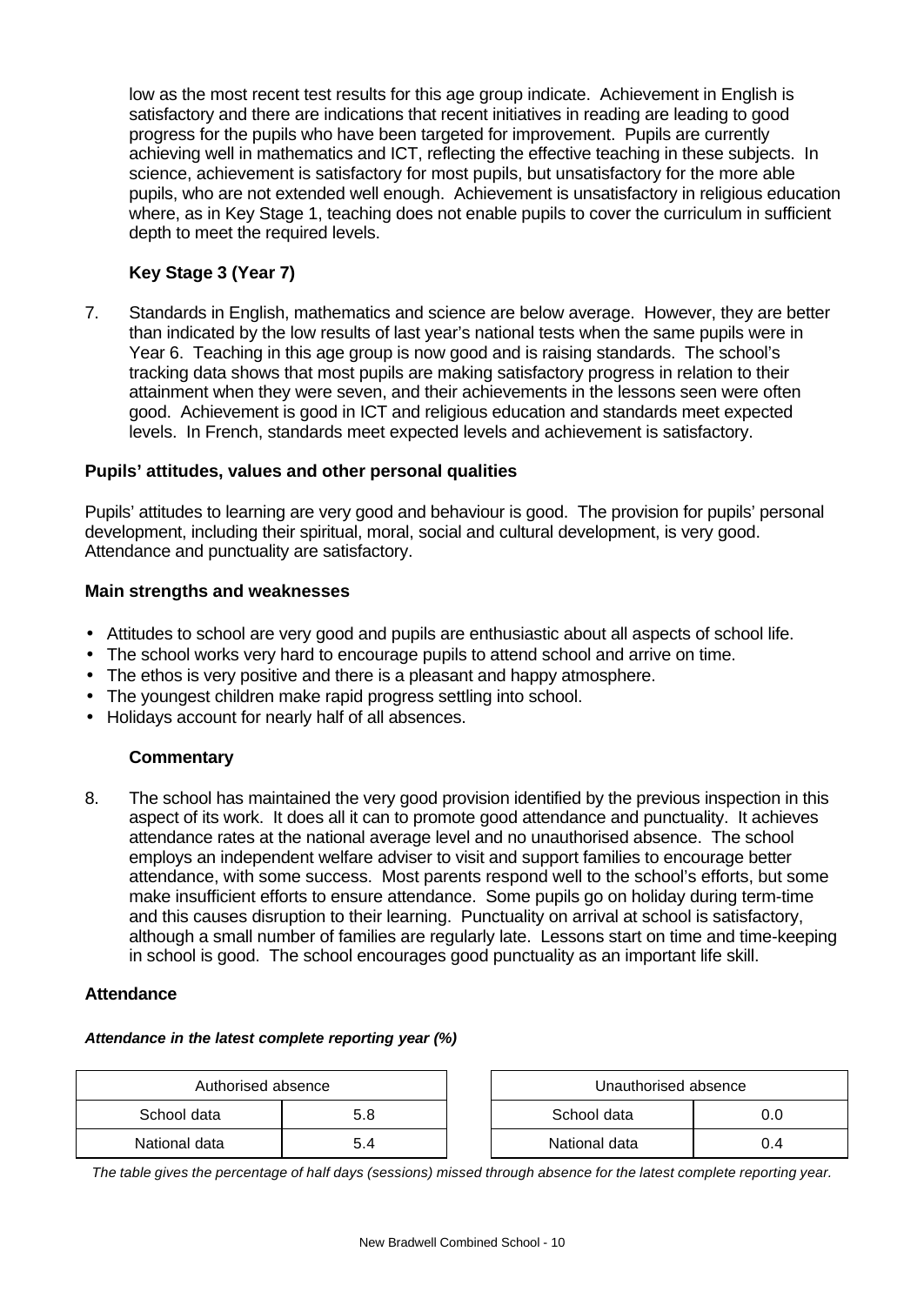low as the most recent test results for this age group indicate. Achievement in English is satisfactory and there are indications that recent initiatives in reading are leading to good progress for the pupils who have been targeted for improvement. Pupils are currently achieving well in mathematics and ICT, reflecting the effective teaching in these subjects. In science, achievement is satisfactory for most pupils, but unsatisfactory for the more able pupils, who are not extended well enough. Achievement is unsatisfactory in religious education where, as in Key Stage 1, teaching does not enable pupils to cover the curriculum in sufficient depth to meet the required levels.

### Key Stage 3 (Year 7)

7. Standards in English, mathematics and science are below average. However, they are better than indicated by the low results of last year's national tests when the same pupils were in Year 6. Teaching in this age group is now good and is raising standards. The school's tracking data shows that most pupils are making satisfactory progress in relation to their attainment when they were seven, and their achievements in the lessons seen were often good. Achievement is good in ICT and religious education and standards meet expected levels. In French, standards meet expected levels and achievement is satisfactory.

## Pupils' attitudes, values and other personal qualities

Pupils' attitudes to learning are very good and behaviour is good. The provision for pupils' personal development, including their spiritual, moral, social and cultural development, is very good. Attendance and punctuality are satisfactory.

### Main strengths and weaknesses

- Attitudes to school are very good and pupils are enthusiastic about all aspects of school life.
- The school works very hard to encourage pupils to attend school and arrive on time.
- The ethos is very positive and there is a pleasant and happy atmosphere.
- The youngest children make rapid progress settling into school.
- Holidays account for nearly half of all absences.

### Commentary

8. The school has maintained the very good provision identified by the previous inspection in this aspect of its work. It does all it can to promote good attendance and punctuality. It achieves attendance rates at the national average level and no unauthorised absence. The school employs an independent welfare adviser to visit and support families to encourage better attendance, with some success. Most parents respond well to the school's efforts, but some make insufficient efforts to ensure attendance. Some pupils go on holiday during term-time and this causes disruption to their learning. Punctuality on arrival at school is satisfactory, although a small number of families are regularly late. Lessons start on time and time-keeping in school is good. The school encourages good punctuality as an important life skill.

### Attendance

***Attendance in the latest complete reporting year (%)***

| Authorised absence | |
|---|---|
| School data | 5.8 |
| National data | 5.4 |

| Unauthorised absence | |
|---|---|
| School data | 0.0 |
| National data | 0.4 |

*The table gives the percentage of half days (sessions) missed through absence for the latest complete reporting year.*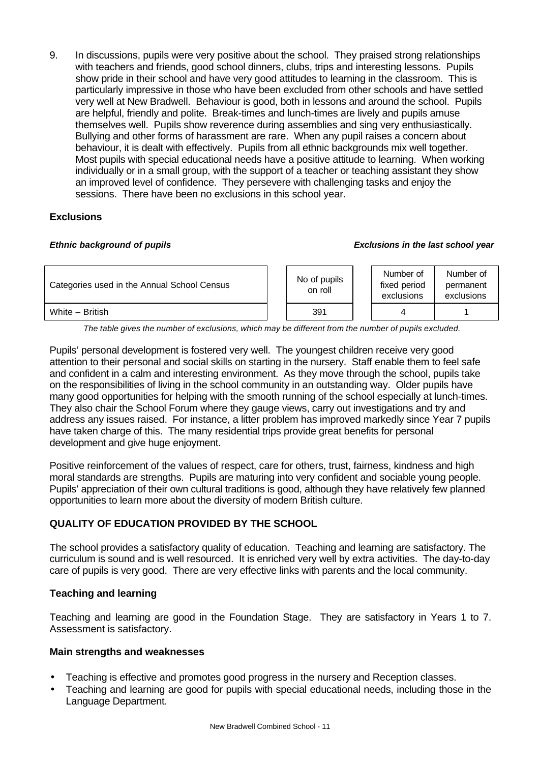9. In discussions, pupils were very positive about the school. They praised strong relationships with teachers and friends, good school dinners, clubs, trips and interesting lessons. Pupils show pride in their school and have very good attitudes to learning in the classroom. This is particularly impressive in those who have been excluded from other schools and have settled very well at New Bradwell. Behaviour is good, both in lessons and around the school. Pupils are helpful, friendly and polite. Break-times and lunch-times are lively and pupils amuse themselves well. Pupils show reverence during assemblies and sing very enthusiastically. Bullying and other forms of harassment are rare. When any pupil raises a concern about behaviour, it is dealt with effectively. Pupils from all ethnic backgrounds mix well together. Most pupils with special educational needs have a positive attitude to learning. When working individually or in a small group, with the support of a teacher or teaching assistant they show an improved level of confidence. They persevere with challenging tasks and enjoy the sessions. There have been no exclusions in this school year.

### Exclusions

***Ethnic background of pupils*** ***Exclusions in the last school year***

| Categories used in the Annual School Census | No of pupils on roll | Number of fixed period exclusions | Number of permanent exclusions |
|---|---|---|---|
| White – British | 391 | 4 | 1 |

*The table gives the number of exclusions, which may be different from the number of pupils excluded.*

Pupils' personal development is fostered very well. The youngest children receive very good attention to their personal and social skills on starting in the nursery. Staff enable them to feel safe and confident in a calm and interesting environment. As they move through the school, pupils take on the responsibilities of living in the school community in an outstanding way. Older pupils have many good opportunities for helping with the smooth running of the school especially at lunch-times. They also chair the School Forum where they gauge views, carry out investigations and try and address any issues raised. For instance, a litter problem has improved markedly since Year 7 pupils have taken charge of this. The many residential trips provide great benefits for personal development and give huge enjoyment.

Positive reinforcement of the values of respect, care for others, trust, fairness, kindness and high moral standards are strengths. Pupils are maturing into very confident and sociable young people. Pupils' appreciation of their own cultural traditions is good, although they have relatively few planned opportunities to learn more about the diversity of modern British culture.

## QUALITY OF EDUCATION PROVIDED BY THE SCHOOL

The school provides a satisfactory quality of education. Teaching and learning are satisfactory. The curriculum is sound and is well resourced. It is enriched very well by extra activities. The day-to-day care of pupils is very good. There are very effective links with parents and the local community.

### Teaching and learning

Teaching and learning are good in the Foundation Stage. They are satisfactory in Years 1 to 7. Assessment is satisfactory.

### Main strengths and weaknesses

- Teaching is effective and promotes good progress in the nursery and Reception classes.
- Teaching and learning are good for pupils with special educational needs, including those in the Language Department.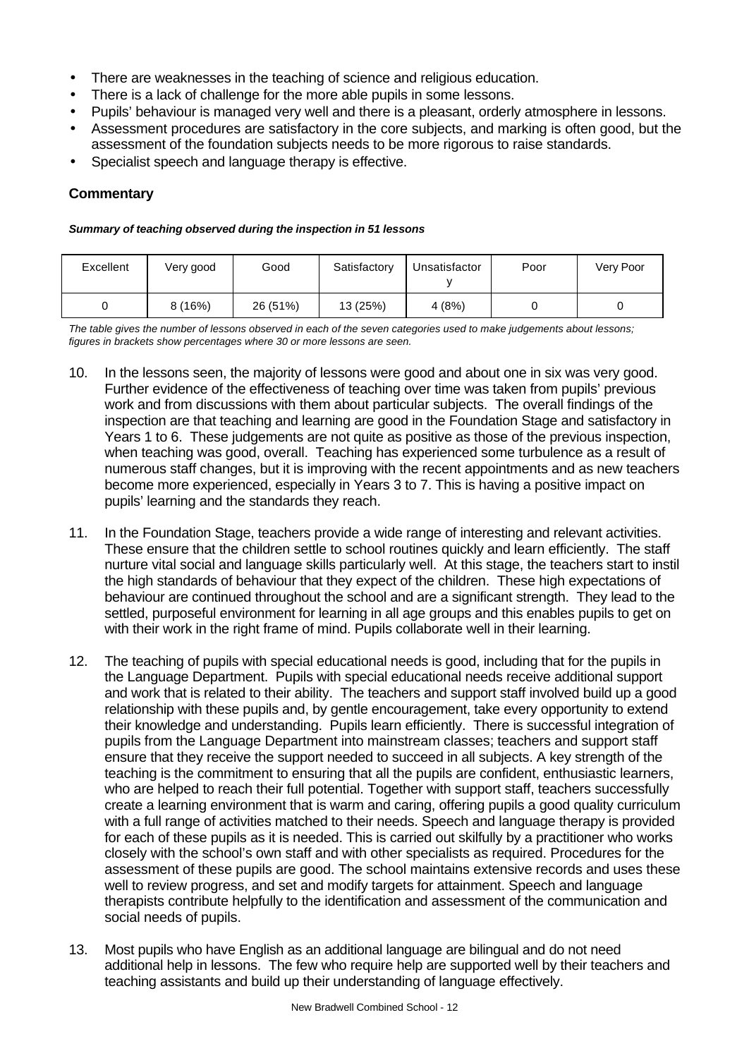- There are weaknesses in the teaching of science and religious education.
- There is a lack of challenge for the more able pupils in some lessons.
- Pupils' behaviour is managed very well and there is a pleasant, orderly atmosphere in lessons.
- Assessment procedures are satisfactory in the core subjects, and marking is often good, but the assessment of the foundation subjects needs to be more rigorous to raise standards.
- Specialist speech and language therapy is effective.

### Commentary

***Summary of teaching observed during the inspection in 51 lessons***

| Excellent | Very good | Good | Satisfactory | Unsatisfactory | Poor | Very Poor |
|---|---|---|---|---|---|---|
| 0 | 8 (16%) | 26 (51%) | 13 (25%) | 4 (8%) | 0 | 0 |

*The table gives the number of lessons observed in each of the seven categories used to make judgements about lessons; figures in brackets show percentages where 30 or more lessons are seen.*

10. In the lessons seen, the majority of lessons were good and about one in six was very good. Further evidence of the effectiveness of teaching over time was taken from pupils' previous work and from discussions with them about particular subjects. The overall findings of the inspection are that teaching and learning are good in the Foundation Stage and satisfactory in Years 1 to 6. These judgements are not quite as positive as those of the previous inspection, when teaching was good, overall. Teaching has experienced some turbulence as a result of numerous staff changes, but it is improving with the recent appointments and as new teachers become more experienced, especially in Years 3 to 7. This is having a positive impact on pupils' learning and the standards they reach.

11. In the Foundation Stage, teachers provide a wide range of interesting and relevant activities. These ensure that the children settle to school routines quickly and learn efficiently. The staff nurture vital social and language skills particularly well. At this stage, the teachers start to instil the high standards of behaviour that they expect of the children. These high expectations of behaviour are continued throughout the school and are a significant strength. They lead to the settled, purposeful environment for learning in all age groups and this enables pupils to get on with their work in the right frame of mind. Pupils collaborate well in their learning.

12. The teaching of pupils with special educational needs is good, including that for the pupils in the Language Department. Pupils with special educational needs receive additional support and work that is related to their ability. The teachers and support staff involved build up a good relationship with these pupils and, by gentle encouragement, take every opportunity to extend their knowledge and understanding. Pupils learn efficiently. There is successful integration of pupils from the Language Department into mainstream classes; teachers and support staff ensure that they receive the support needed to succeed in all subjects. A key strength of the teaching is the commitment to ensuring that all the pupils are confident, enthusiastic learners, who are helped to reach their full potential. Together with support staff, teachers successfully create a learning environment that is warm and caring, offering pupils a good quality curriculum with a full range of activities matched to their needs. Speech and language therapy is provided for each of these pupils as it is needed. This is carried out skilfully by a practitioner who works closely with the school's own staff and with other specialists as required. Procedures for the assessment of these pupils are good. The school maintains extensive records and uses these well to review progress, and set and modify targets for attainment. Speech and language therapists contribute helpfully to the identification and assessment of the communication and social needs of pupils.

13. Most pupils who have English as an additional language are bilingual and do not need additional help in lessons. The few who require help are supported well by their teachers and teaching assistants and build up their understanding of language effectively.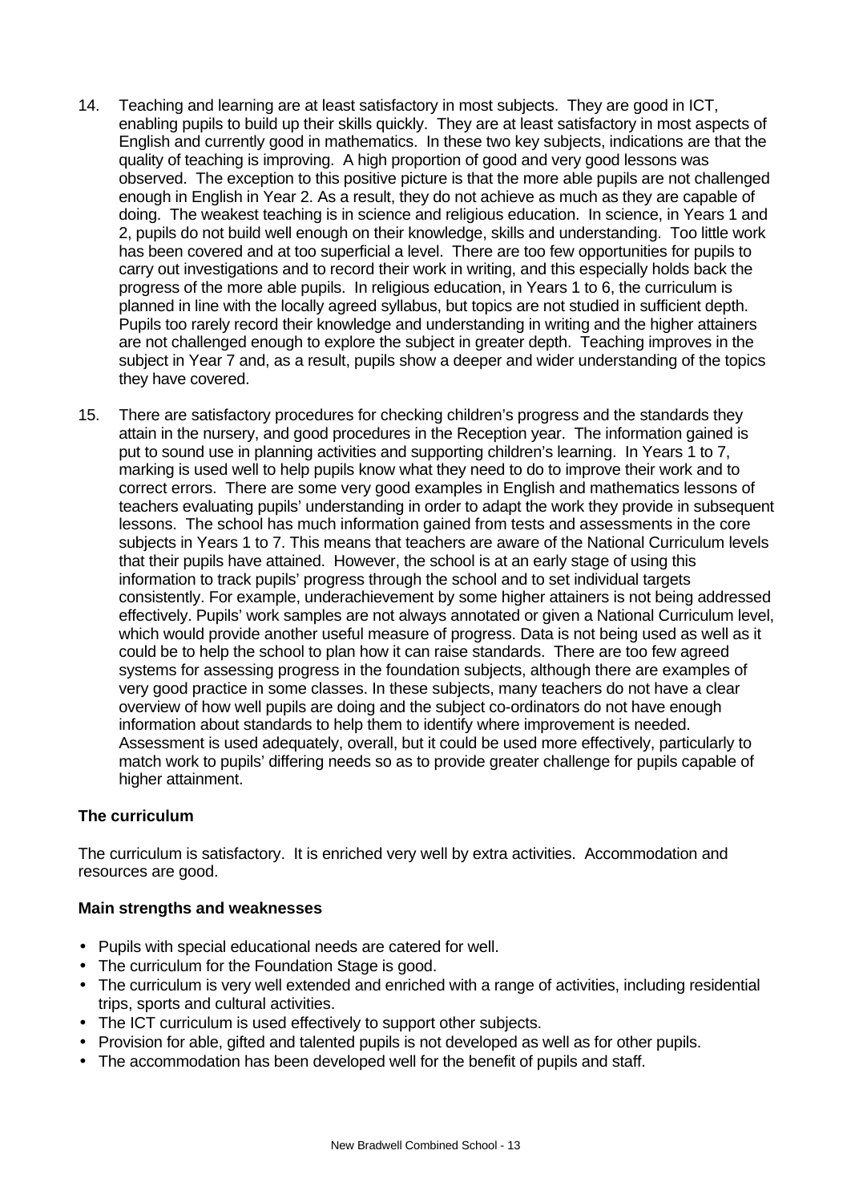14. Teaching and learning are at least satisfactory in most subjects. They are good in ICT, enabling pupils to build up their skills quickly. They are at least satisfactory in most aspects of English and currently good in mathematics. In these two key subjects, indications are that the quality of teaching is improving. A high proportion of good and very good lessons was observed. The exception to this positive picture is that the more able pupils are not challenged enough in English in Year 2. As a result, they do not achieve as much as they are capable of doing. The weakest teaching is in science and religious education. In science, in Years 1 and 2, pupils do not build well enough on their knowledge, skills and understanding. Too little work has been covered and at too superficial a level. There are too few opportunities for pupils to carry out investigations and to record their work in writing, and this especially holds back the progress of the more able pupils. In religious education, in Years 1 to 6, the curriculum is planned in line with the locally agreed syllabus, but topics are not studied in sufficient depth. Pupils too rarely record their knowledge and understanding in writing and the higher attainers are not challenged enough to explore the subject in greater depth. Teaching improves in the subject in Year 7 and, as a result, pupils show a deeper and wider understanding of the topics they have covered.

15. There are satisfactory procedures for checking children's progress and the standards they attain in the nursery, and good procedures in the Reception year. The information gained is put to sound use in planning activities and supporting children's learning. In Years 1 to 7, marking is used well to help pupils know what they need to do to improve their work and to correct errors. There are some very good examples in English and mathematics lessons of teachers evaluating pupils' understanding in order to adapt the work they provide in subsequent lessons. The school has much information gained from tests and assessments in the core subjects in Years 1 to 7. This means that teachers are aware of the National Curriculum levels that their pupils have attained. However, the school is at an early stage of using this information to track pupils' progress through the school and to set individual targets consistently. For example, underachievement by some higher attainers is not being addressed effectively. Pupils' work samples are not always annotated or given a National Curriculum level, which would provide another useful measure of progress. Data is not being used as well as it could be to help the school to plan how it can raise standards. There are too few agreed systems for assessing progress in the foundation subjects, although there are examples of very good practice in some classes. In these subjects, many teachers do not have a clear overview of how well pupils are doing and the subject co-ordinators do not have enough information about standards to help them to identify where improvement is needed. Assessment is used adequately, overall, but it could be used more effectively, particularly to match work to pupils' differing needs so as to provide greater challenge for pupils capable of higher attainment.

### The curriculum

The curriculum is satisfactory. It is enriched very well by extra activities. Accommodation and resources are good.

#### Main strengths and weaknesses

- Pupils with special educational needs are catered for well.
- The curriculum for the Foundation Stage is good.
- The curriculum is very well extended and enriched with a range of activities, including residential trips, sports and cultural activities.
- The ICT curriculum is used effectively to support other subjects.
- Provision for able, gifted and talented pupils is not developed as well as for other pupils.
- The accommodation has been developed well for the benefit of pupils and staff.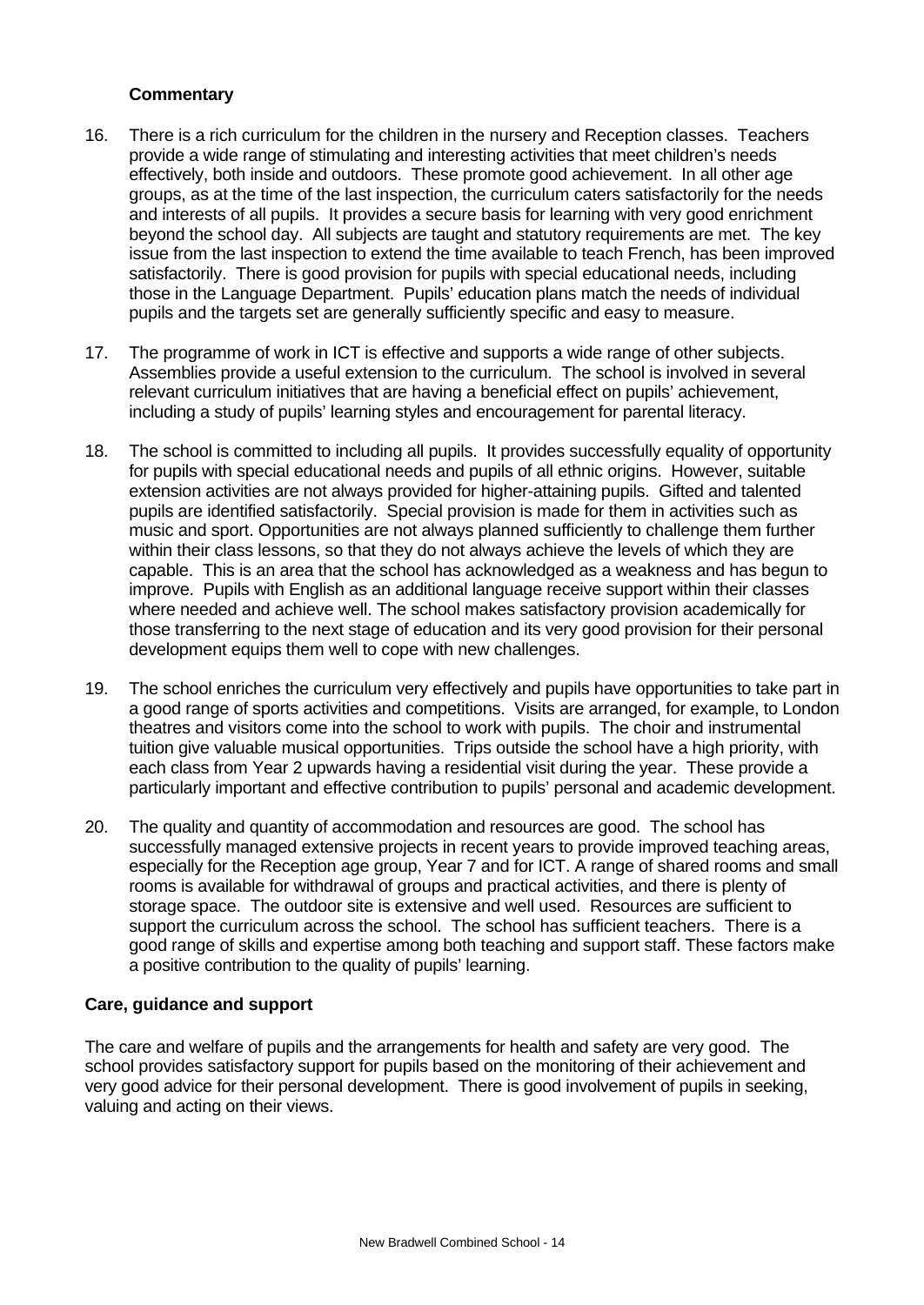**Commentary**

16. There is a rich curriculum for the children in the nursery and Reception classes. Teachers provide a wide range of stimulating and interesting activities that meet children's needs effectively, both inside and outdoors. These promote good achievement. In all other age groups, as at the time of the last inspection, the curriculum caters satisfactorily for the needs and interests of all pupils. It provides a secure basis for learning with very good enrichment beyond the school day. All subjects are taught and statutory requirements are met. The key issue from the last inspection to extend the time available to teach French, has been improved satisfactorily. There is good provision for pupils with special educational needs, including those in the Language Department. Pupils' education plans match the needs of individual pupils and the targets set are generally sufficiently specific and easy to measure.

17. The programme of work in ICT is effective and supports a wide range of other subjects. Assemblies provide a useful extension to the curriculum. The school is involved in several relevant curriculum initiatives that are having a beneficial effect on pupils' achievement, including a study of pupils' learning styles and encouragement for parental literacy.

18. The school is committed to including all pupils. It provides successfully equality of opportunity for pupils with special educational needs and pupils of all ethnic origins. However, suitable extension activities are not always provided for higher-attaining pupils. Gifted and talented pupils are identified satisfactorily. Special provision is made for them in activities such as music and sport. Opportunities are not always planned sufficiently to challenge them further within their class lessons, so that they do not always achieve the levels of which they are capable. This is an area that the school has acknowledged as a weakness and has begun to improve. Pupils with English as an additional language receive support within their classes where needed and achieve well. The school makes satisfactory provision academically for those transferring to the next stage of education and its very good provision for their personal development equips them well to cope with new challenges.

19. The school enriches the curriculum very effectively and pupils have opportunities to take part in a good range of sports activities and competitions. Visits are arranged, for example, to London theatres and visitors come into the school to work with pupils. The choir and instrumental tuition give valuable musical opportunities. Trips outside the school have a high priority, with each class from Year 2 upwards having a residential visit during the year. These provide a particularly important and effective contribution to pupils' personal and academic development.

20. The quality and quantity of accommodation and resources are good. The school has successfully managed extensive projects in recent years to provide improved teaching areas, especially for the Reception age group, Year 7 and for ICT. A range of shared rooms and small rooms is available for withdrawal of groups and practical activities, and there is plenty of storage space. The outdoor site is extensive and well used. Resources are sufficient to support the curriculum across the school. The school has sufficient teachers. There is a good range of skills and expertise among both teaching and support staff. These factors make a positive contribution to the quality of pupils' learning.

## Care, guidance and support

The care and welfare of pupils and the arrangements for health and safety are very good. The school provides satisfactory support for pupils based on the monitoring of their achievement and very good advice for their personal development. There is good involvement of pupils in seeking, valuing and acting on their views.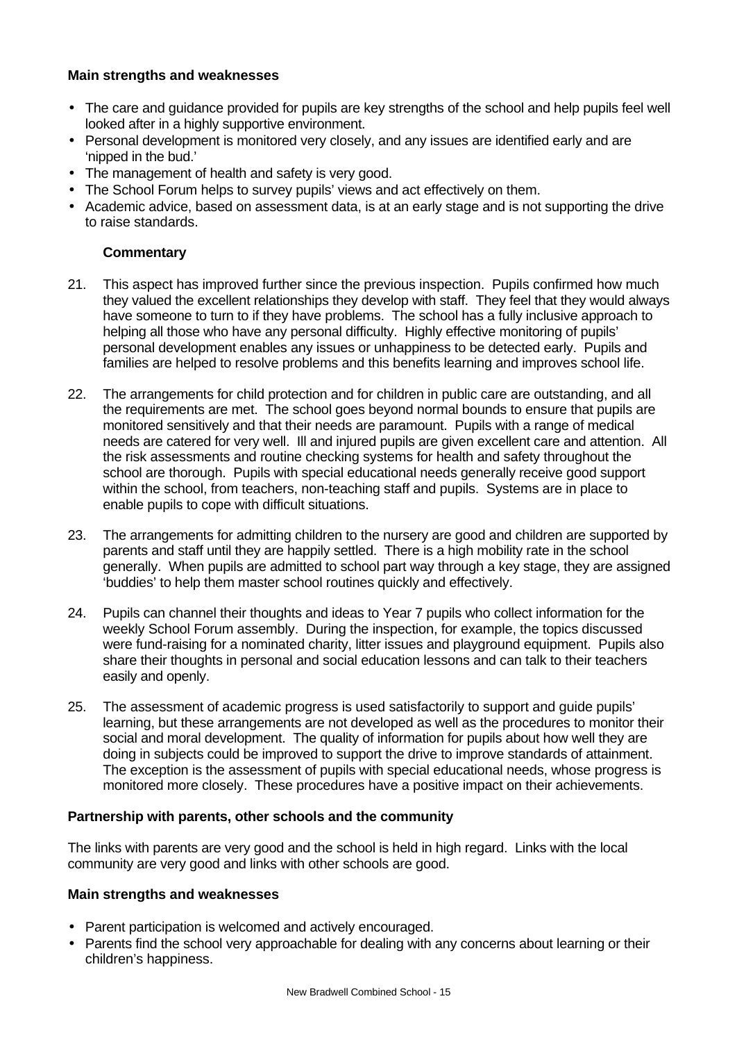**Main strengths and weaknesses**

- The care and guidance provided for pupils are key strengths of the school and help pupils feel well looked after in a highly supportive environment.
- Personal development is monitored very closely, and any issues are identified early and are 'nipped in the bud.'
- The management of health and safety is very good.
- The School Forum helps to survey pupils' views and act effectively on them.
- Academic advice, based on assessment data, is at an early stage and is not supporting the drive to raise standards.

**Commentary**

21. This aspect has improved further since the previous inspection. Pupils confirmed how much they valued the excellent relationships they develop with staff. They feel that they would always have someone to turn to if they have problems. The school has a fully inclusive approach to helping all those who have any personal difficulty. Highly effective monitoring of pupils' personal development enables any issues or unhappiness to be detected early. Pupils and families are helped to resolve problems and this benefits learning and improves school life.

22. The arrangements for child protection and for children in public care are outstanding, and all the requirements are met. The school goes beyond normal bounds to ensure that pupils are monitored sensitively and that their needs are paramount. Pupils with a range of medical needs are catered for very well. Ill and injured pupils are given excellent care and attention. All the risk assessments and routine checking systems for health and safety throughout the school are thorough. Pupils with special educational needs generally receive good support within the school, from teachers, non-teaching staff and pupils. Systems are in place to enable pupils to cope with difficult situations.

23. The arrangements for admitting children to the nursery are good and children are supported by parents and staff until they are happily settled. There is a high mobility rate in the school generally. When pupils are admitted to school part way through a key stage, they are assigned 'buddies' to help them master school routines quickly and effectively.

24. Pupils can channel their thoughts and ideas to Year 7 pupils who collect information for the weekly School Forum assembly. During the inspection, for example, the topics discussed were fund-raising for a nominated charity, litter issues and playground equipment. Pupils also share their thoughts in personal and social education lessons and can talk to their teachers easily and openly.

25. The assessment of academic progress is used satisfactorily to support and guide pupils' learning, but these arrangements are not developed as well as the procedures to monitor their social and moral development. The quality of information for pupils about how well they are doing in subjects could be improved to support the drive to improve standards of attainment. The exception is the assessment of pupils with special educational needs, whose progress is monitored more closely. These procedures have a positive impact on their achievements.

**Partnership with parents, other schools and the community**

The links with parents are very good and the school is held in high regard. Links with the local community are very good and links with other schools are good.

**Main strengths and weaknesses**

- Parent participation is welcomed and actively encouraged.
- Parents find the school very approachable for dealing with any concerns about learning or their children's happiness.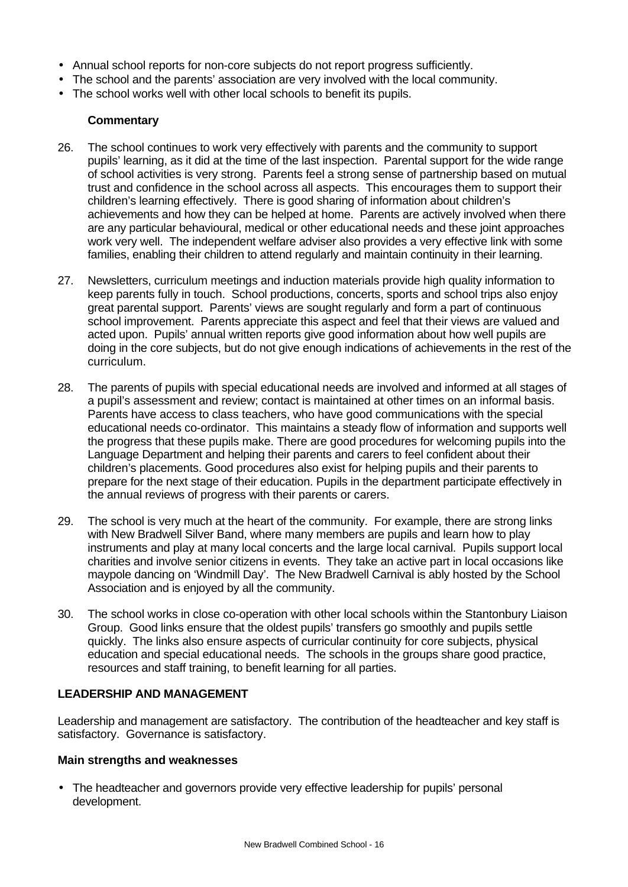- Annual school reports for non-core subjects do not report progress sufficiently.
- The school and the parents' association are very involved with the local community.
- The school works well with other local schools to benefit its pupils.

**Commentary**

26. The school continues to work very effectively with parents and the community to support pupils' learning, as it did at the time of the last inspection. Parental support for the wide range of school activities is very strong. Parents feel a strong sense of partnership based on mutual trust and confidence in the school across all aspects. This encourages them to support their children's learning effectively. There is good sharing of information about children's achievements and how they can be helped at home. Parents are actively involved when there are any particular behavioural, medical or other educational needs and these joint approaches work very well. The independent welfare adviser also provides a very effective link with some families, enabling their children to attend regularly and maintain continuity in their learning.

27. Newsletters, curriculum meetings and induction materials provide high quality information to keep parents fully in touch. School productions, concerts, sports and school trips also enjoy great parental support. Parents' views are sought regularly and form a part of continuous school improvement. Parents appreciate this aspect and feel that their views are valued and acted upon. Pupils' annual written reports give good information about how well pupils are doing in the core subjects, but do not give enough indications of achievements in the rest of the curriculum.

28. The parents of pupils with special educational needs are involved and informed at all stages of a pupil's assessment and review; contact is maintained at other times on an informal basis. Parents have access to class teachers, who have good communications with the special educational needs co-ordinator. This maintains a steady flow of information and supports well the progress that these pupils make. There are good procedures for welcoming pupils into the Language Department and helping their parents and carers to feel confident about their children's placements. Good procedures also exist for helping pupils and their parents to prepare for the next stage of their education. Pupils in the department participate effectively in the annual reviews of progress with their parents or carers.

29. The school is very much at the heart of the community. For example, there are strong links with New Bradwell Silver Band, where many members are pupils and learn how to play instruments and play at many local concerts and the large local carnival. Pupils support local charities and involve senior citizens in events. They take an active part in local occasions like maypole dancing on 'Windmill Day'. The New Bradwell Carnival is ably hosted by the School Association and is enjoyed by all the community.

30. The school works in close co-operation with other local schools within the Stantonbury Liaison Group. Good links ensure that the oldest pupils' transfers go smoothly and pupils settle quickly. The links also ensure aspects of curricular continuity for core subjects, physical education and special educational needs. The schools in the groups share good practice, resources and staff training, to benefit learning for all parties.

## LEADERSHIP AND MANAGEMENT

Leadership and management are satisfactory. The contribution of the headteacher and key staff is satisfactory. Governance is satisfactory.

**Main strengths and weaknesses**

- The headteacher and governors provide very effective leadership for pupils' personal development.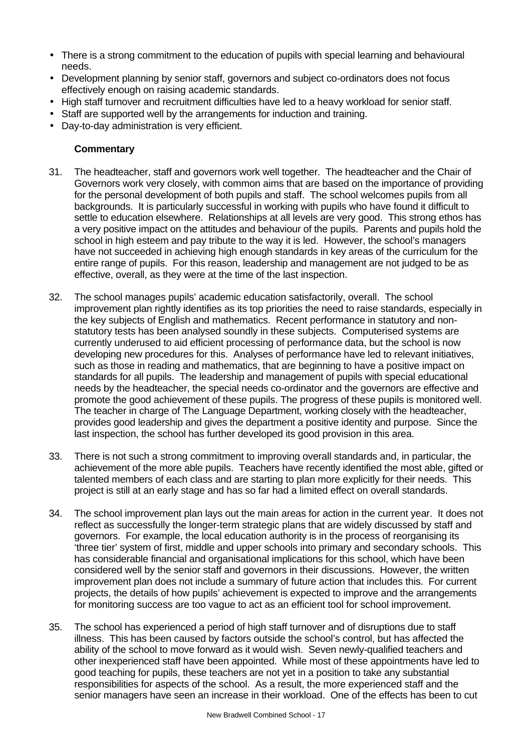- There is a strong commitment to the education of pupils with special learning and behavioural needs.
- Development planning by senior staff, governors and subject co-ordinators does not focus effectively enough on raising academic standards.
- High staff turnover and recruitment difficulties have led to a heavy workload for senior staff.
- Staff are supported well by the arrangements for induction and training.
- Day-to-day administration is very efficient.

**Commentary**

31. The headteacher, staff and governors work well together. The headteacher and the Chair of Governors work very closely, with common aims that are based on the importance of providing for the personal development of both pupils and staff. The school welcomes pupils from all backgrounds. It is particularly successful in working with pupils who have found it difficult to settle to education elsewhere. Relationships at all levels are very good. This strong ethos has a very positive impact on the attitudes and behaviour of the pupils. Parents and pupils hold the school in high esteem and pay tribute to the way it is led. However, the school's managers have not succeeded in achieving high enough standards in key areas of the curriculum for the entire range of pupils. For this reason, leadership and management are not judged to be as effective, overall, as they were at the time of the last inspection.

32. The school manages pupils' academic education satisfactorily, overall. The school improvement plan rightly identifies as its top priorities the need to raise standards, especially in the key subjects of English and mathematics. Recent performance in statutory and non-statutory tests has been analysed soundly in these subjects. Computerised systems are currently underused to aid efficient processing of performance data, but the school is now developing new procedures for this. Analyses of performance have led to relevant initiatives, such as those in reading and mathematics, that are beginning to have a positive impact on standards for all pupils. The leadership and management of pupils with special educational needs by the headteacher, the special needs co-ordinator and the governors are effective and promote the good achievement of these pupils. The progress of these pupils is monitored well. The teacher in charge of The Language Department, working closely with the headteacher, provides good leadership and gives the department a positive identity and purpose. Since the last inspection, the school has further developed its good provision in this area.

33. There is not such a strong commitment to improving overall standards and, in particular, the achievement of the more able pupils. Teachers have recently identified the most able, gifted or talented members of each class and are starting to plan more explicitly for their needs. This project is still at an early stage and has so far had a limited effect on overall standards.

34. The school improvement plan lays out the main areas for action in the current year. It does not reflect as successfully the longer-term strategic plans that are widely discussed by staff and governors. For example, the local education authority is in the process of reorganising its 'three tier' system of first, middle and upper schools into primary and secondary schools. This has considerable financial and organisational implications for this school, which have been considered well by the senior staff and governors in their discussions. However, the written improvement plan does not include a summary of future action that includes this. For current projects, the details of how pupils' achievement is expected to improve and the arrangements for monitoring success are too vague to act as an efficient tool for school improvement.

35. The school has experienced a period of high staff turnover and of disruptions due to staff illness. This has been caused by factors outside the school's control, but has affected the ability of the school to move forward as it would wish. Seven newly-qualified teachers and other inexperienced staff have been appointed. While most of these appointments have led to good teaching for pupils, these teachers are not yet in a position to take any substantial responsibilities for aspects of the school. As a result, the more experienced staff and the senior managers have seen an increase in their workload. One of the effects has been to cut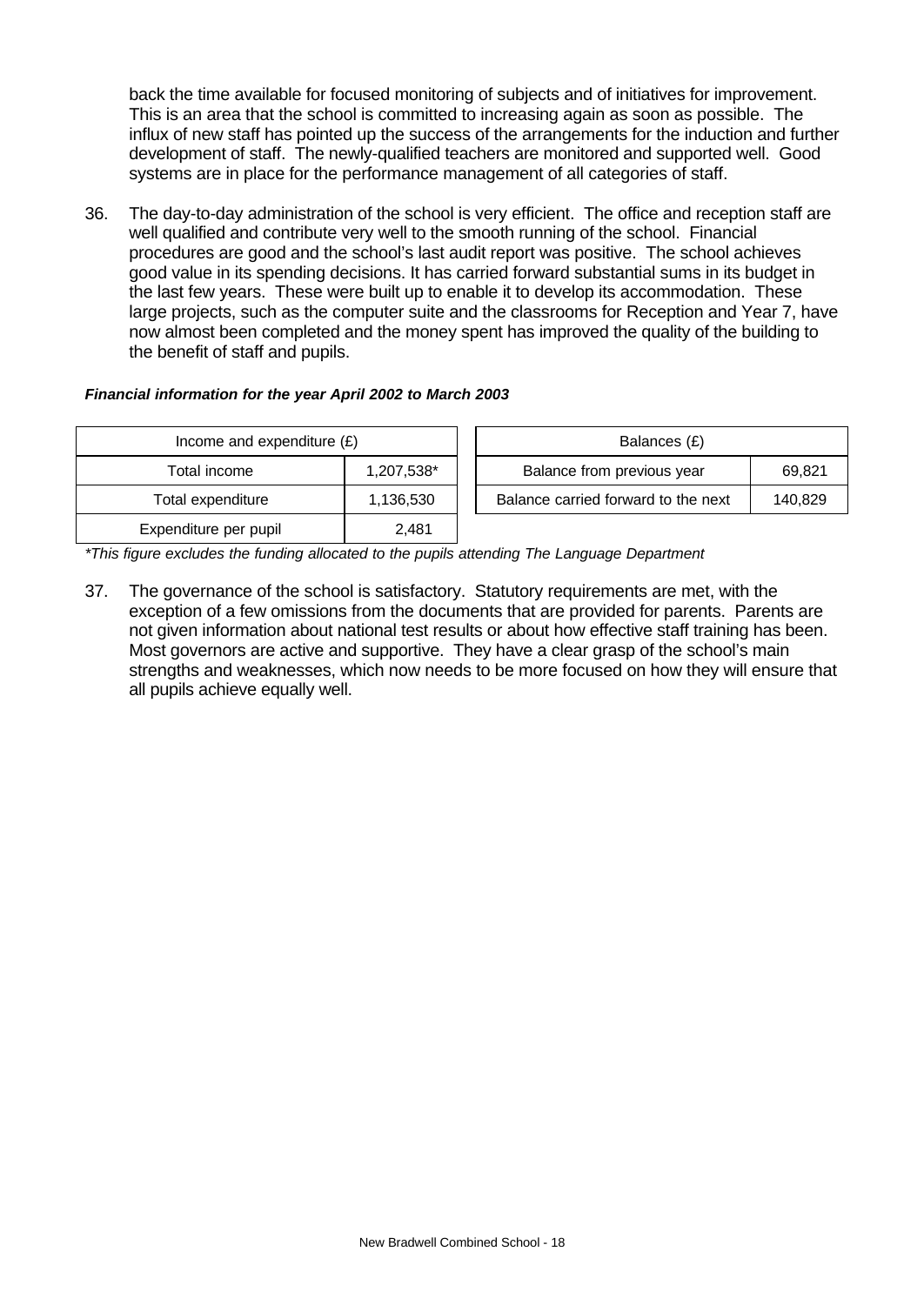back the time available for focused monitoring of subjects and of initiatives for improvement. This is an area that the school is committed to increasing again as soon as possible. The influx of new staff has pointed up the success of the arrangements for the induction and further development of staff. The newly-qualified teachers are monitored and supported well. Good systems are in place for the performance management of all categories of staff.

36. The day-to-day administration of the school is very efficient. The office and reception staff are well qualified and contribute very well to the smooth running of the school. Financial procedures are good and the school's last audit report was positive. The school achieves good value in its spending decisions. It has carried forward substantial sums in its budget in the last few years. These were built up to enable it to develop its accommodation. These large projects, such as the computer suite and the classrooms for Reception and Year 7, have now almost been completed and the money spent has improved the quality of the building to the benefit of staff and pupils.

***Financial information for the year April 2002 to March 2003***

| Income and expenditure (£) | |
|---|---|
| Total income | 1,207,538* |
| Total expenditure | 1,136,530 |
| Expenditure per pupil | 2,481 |

| Balances (£) | |
|---|---|
| Balance from previous year | 69,821 |
| Balance carried forward to the next | 140,829 |

*\*This figure excludes the funding allocated to the pupils attending The Language Department*

37. The governance of the school is satisfactory. Statutory requirements are met, with the exception of a few omissions from the documents that are provided for parents. Parents are not given information about national test results or about how effective staff training has been. Most governors are active and supportive. They have a clear grasp of the school's main strengths and weaknesses, which now needs to be more focused on how they will ensure that all pupils achieve equally well.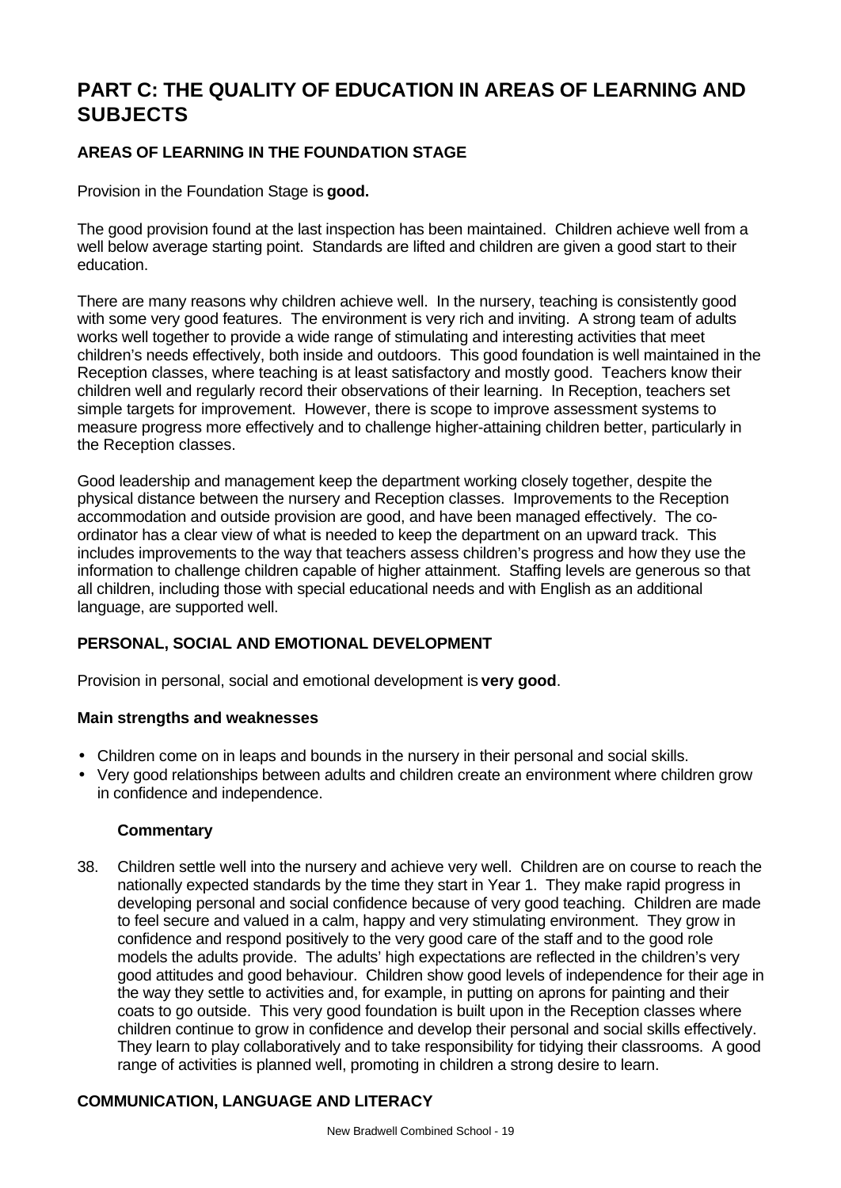# PART C: THE QUALITY OF EDUCATION IN AREAS OF LEARNING AND SUBJECTS

## AREAS OF LEARNING IN THE FOUNDATION STAGE

Provision in the Foundation Stage is **good.**

The good provision found at the last inspection has been maintained. Children achieve well from a well below average starting point. Standards are lifted and children are given a good start to their education.

There are many reasons why children achieve well. In the nursery, teaching is consistently good with some very good features. The environment is very rich and inviting. A strong team of adults works well together to provide a wide range of stimulating and interesting activities that meet children's needs effectively, both inside and outdoors. This good foundation is well maintained in the Reception classes, where teaching is at least satisfactory and mostly good. Teachers know their children well and regularly record their observations of their learning. In Reception, teachers set simple targets for improvement. However, there is scope to improve assessment systems to measure progress more effectively and to challenge higher-attaining children better, particularly in the Reception classes.

Good leadership and management keep the department working closely together, despite the physical distance between the nursery and Reception classes. Improvements to the Reception accommodation and outside provision are good, and have been managed effectively. The co-ordinator has a clear view of what is needed to keep the department on an upward track. This includes improvements to the way that teachers assess children's progress and how they use the information to challenge children capable of higher attainment. Staffing levels are generous so that all children, including those with special educational needs and with English as an additional language, are supported well.

## PERSONAL, SOCIAL AND EMOTIONAL DEVELOPMENT

Provision in personal, social and emotional development is **very good**.

### Main strengths and weaknesses

- Children come on in leaps and bounds in the nursery in their personal and social skills.
- Very good relationships between adults and children create an environment where children grow in confidence and independence.

#### Commentary

38. Children settle well into the nursery and achieve very well. Children are on course to reach the nationally expected standards by the time they start in Year 1. They make rapid progress in developing personal and social confidence because of very good teaching. Children are made to feel secure and valued in a calm, happy and very stimulating environment. They grow in confidence and respond positively to the very good care of the staff and to the good role models the adults provide. The adults' high expectations are reflected in the children's very good attitudes and good behaviour. Children show good levels of independence for their age in the way they settle to activities and, for example, in putting on aprons for painting and their coats to go outside. This very good foundation is built upon in the Reception classes where children continue to grow in confidence and develop their personal and social skills effectively. They learn to play collaboratively and to take responsibility for tidying their classrooms. A good range of activities is planned well, promoting in children a strong desire to learn.

## COMMUNICATION, LANGUAGE AND LITERACY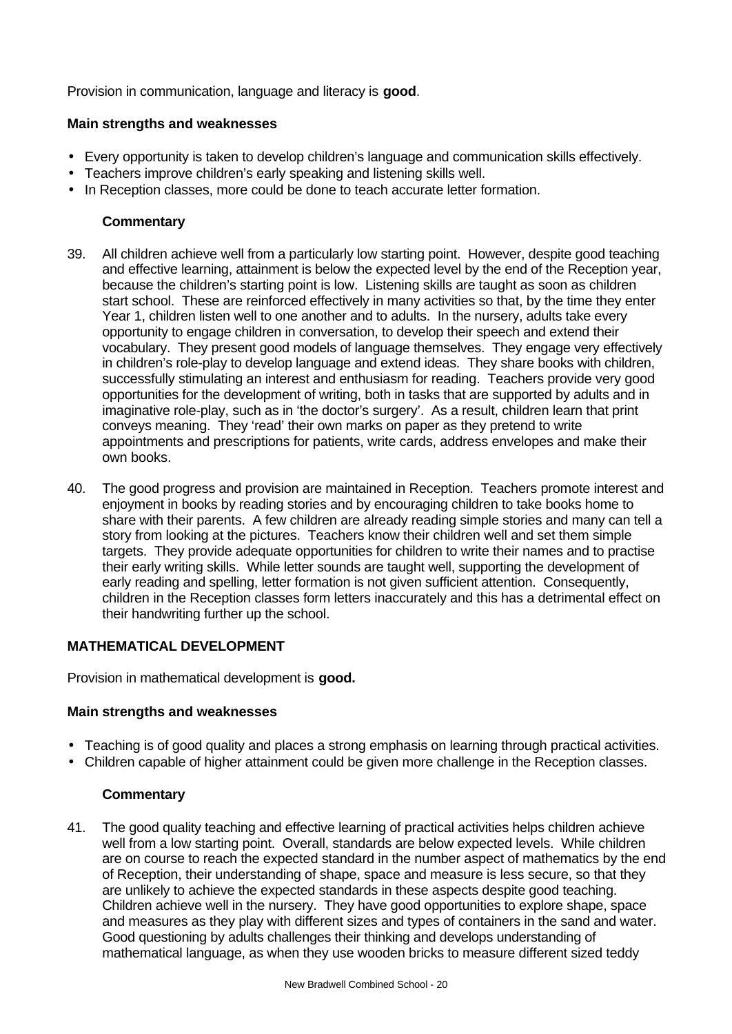Provision in communication, language and literacy is **good**.

**Main strengths and weaknesses**

- Every opportunity is taken to develop children's language and communication skills effectively.
- Teachers improve children's early speaking and listening skills well.
- In Reception classes, more could be done to teach accurate letter formation.

**Commentary**

39. All children achieve well from a particularly low starting point. However, despite good teaching and effective learning, attainment is below the expected level by the end of the Reception year, because the children's starting point is low. Listening skills are taught as soon as children start school. These are reinforced effectively in many activities so that, by the time they enter Year 1, children listen well to one another and to adults. In the nursery, adults take every opportunity to engage children in conversation, to develop their speech and extend their vocabulary. They present good models of language themselves. They engage very effectively in children's role-play to develop language and extend ideas. They share books with children, successfully stimulating an interest and enthusiasm for reading. Teachers provide very good opportunities for the development of writing, both in tasks that are supported by adults and in imaginative role-play, such as in 'the doctor's surgery'. As a result, children learn that print conveys meaning. They 'read' their own marks on paper as they pretend to write appointments and prescriptions for patients, write cards, address envelopes and make their own books.

40. The good progress and provision are maintained in Reception. Teachers promote interest and enjoyment in books by reading stories and by encouraging children to take books home to share with their parents. A few children are already reading simple stories and many can tell a story from looking at the pictures. Teachers know their children well and set them simple targets. They provide adequate opportunities for children to write their names and to practise their early writing skills. While letter sounds are taught well, supporting the development of early reading and spelling, letter formation is not given sufficient attention. Consequently, children in the Reception classes form letters inaccurately and this has a detrimental effect on their handwriting further up the school.

**MATHEMATICAL DEVELOPMENT**

Provision in mathematical development is **good.**

**Main strengths and weaknesses**

- Teaching is of good quality and places a strong emphasis on learning through practical activities.
- Children capable of higher attainment could be given more challenge in the Reception classes.

**Commentary**

41. The good quality teaching and effective learning of practical activities helps children achieve well from a low starting point. Overall, standards are below expected levels. While children are on course to reach the expected standard in the number aspect of mathematics by the end of Reception, their understanding of shape, space and measure is less secure, so that they are unlikely to achieve the expected standards in these aspects despite good teaching. Children achieve well in the nursery. They have good opportunities to explore shape, space and measures as they play with different sizes and types of containers in the sand and water. Good questioning by adults challenges their thinking and develops understanding of mathematical language, as when they use wooden bricks to measure different sized teddy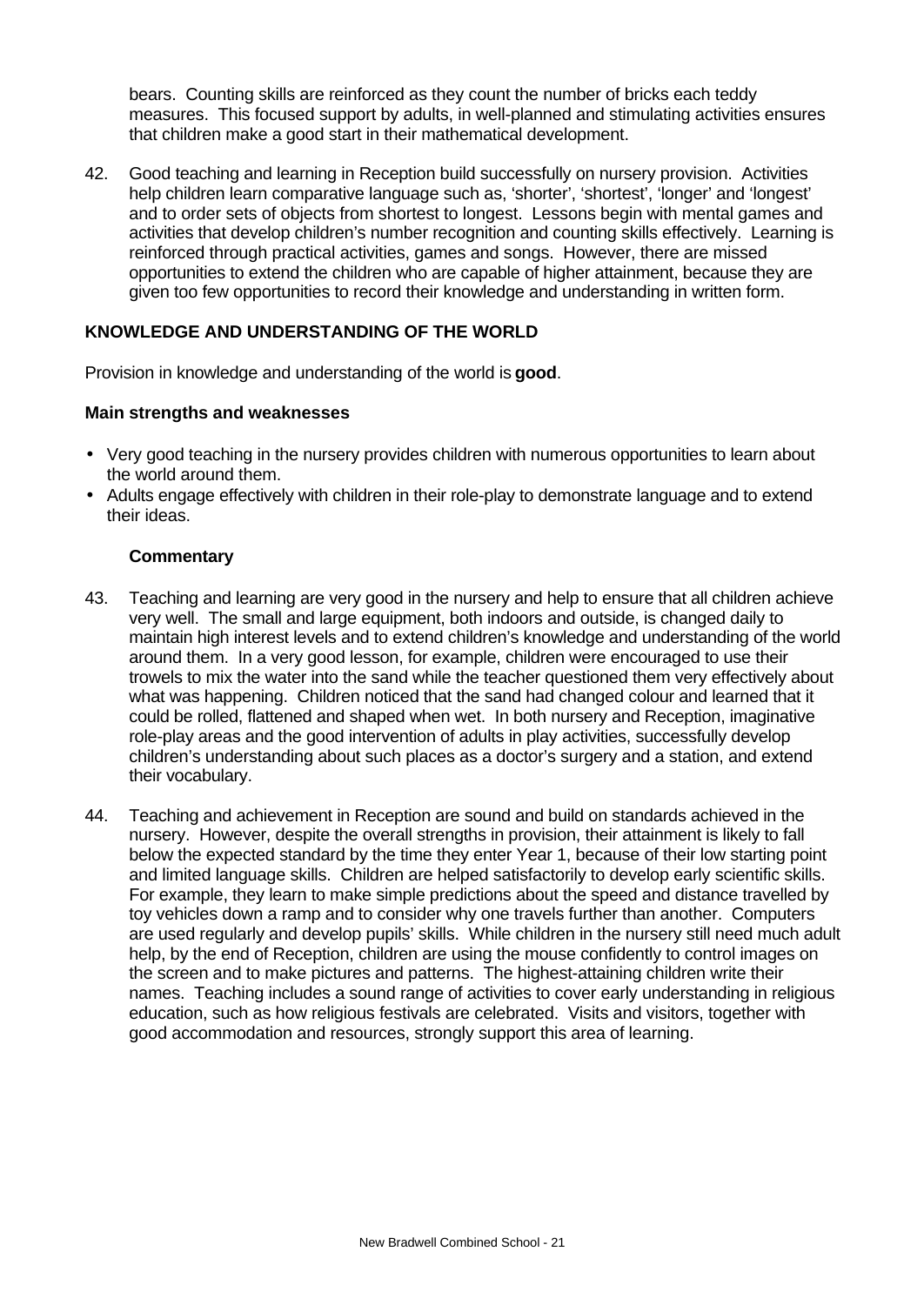bears. Counting skills are reinforced as they count the number of bricks each teddy measures. This focused support by adults, in well-planned and stimulating activities ensures that children make a good start in their mathematical development.

42. Good teaching and learning in Reception build successfully on nursery provision. Activities help children learn comparative language such as, 'shorter', 'shortest', 'longer' and 'longest' and to order sets of objects from shortest to longest. Lessons begin with mental games and activities that develop children's number recognition and counting skills effectively. Learning is reinforced through practical activities, games and songs. However, there are missed opportunities to extend the children who are capable of higher attainment, because they are given too few opportunities to record their knowledge and understanding in written form.

## KNOWLEDGE AND UNDERSTANDING OF THE WORLD

Provision in knowledge and understanding of the world is **good**.

**Main strengths and weaknesses**

- Very good teaching in the nursery provides children with numerous opportunities to learn about the world around them.
- Adults engage effectively with children in their role-play to demonstrate language and to extend their ideas.

**Commentary**

43. Teaching and learning are very good in the nursery and help to ensure that all children achieve very well. The small and large equipment, both indoors and outside, is changed daily to maintain high interest levels and to extend children's knowledge and understanding of the world around them. In a very good lesson, for example, children were encouraged to use their trowels to mix the water into the sand while the teacher questioned them very effectively about what was happening. Children noticed that the sand had changed colour and learned that it could be rolled, flattened and shaped when wet. In both nursery and Reception, imaginative role-play areas and the good intervention of adults in play activities, successfully develop children's understanding about such places as a doctor's surgery and a station, and extend their vocabulary.

44. Teaching and achievement in Reception are sound and build on standards achieved in the nursery. However, despite the overall strengths in provision, their attainment is likely to fall below the expected standard by the time they enter Year 1, because of their low starting point and limited language skills. Children are helped satisfactorily to develop early scientific skills. For example, they learn to make simple predictions about the speed and distance travelled by toy vehicles down a ramp and to consider why one travels further than another. Computers are used regularly and develop pupils' skills. While children in the nursery still need much adult help, by the end of Reception, children are using the mouse confidently to control images on the screen and to make pictures and patterns. The highest-attaining children write their names. Teaching includes a sound range of activities to cover early understanding in religious education, such as how religious festivals are celebrated. Visits and visitors, together with good accommodation and resources, strongly support this area of learning.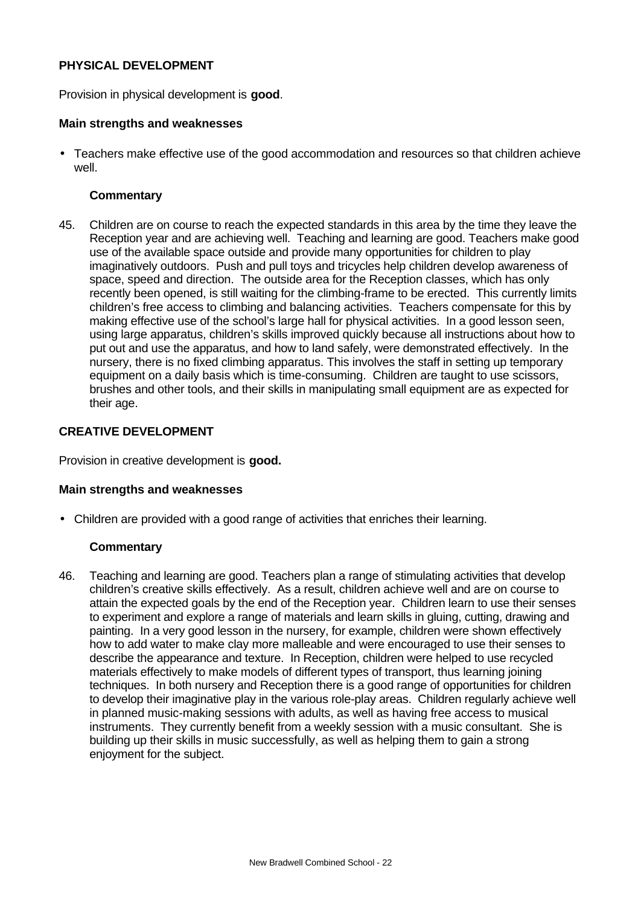### PHYSICAL DEVELOPMENT

Provision in physical development is **good**.

**Main strengths and weaknesses**

- Teachers make effective use of the good accommodation and resources so that children achieve well.

**Commentary**

45. Children are on course to reach the expected standards in this area by the time they leave the Reception year and are achieving well. Teaching and learning are good. Teachers make good use of the available space outside and provide many opportunities for children to play imaginatively outdoors. Push and pull toys and tricycles help children develop awareness of space, speed and direction. The outside area for the Reception classes, which has only recently been opened, is still waiting for the climbing-frame to be erected. This currently limits children's free access to climbing and balancing activities. Teachers compensate for this by making effective use of the school's large hall for physical activities. In a good lesson seen, using large apparatus, children's skills improved quickly because all instructions about how to put out and use the apparatus, and how to land safely, were demonstrated effectively. In the nursery, there is no fixed climbing apparatus. This involves the staff in setting up temporary equipment on a daily basis which is time-consuming. Children are taught to use scissors, brushes and other tools, and their skills in manipulating small equipment are as expected for their age.

### CREATIVE DEVELOPMENT

Provision in creative development is **good.**

**Main strengths and weaknesses**

- Children are provided with a good range of activities that enriches their learning.

**Commentary**

46. Teaching and learning are good. Teachers plan a range of stimulating activities that develop children's creative skills effectively. As a result, children achieve well and are on course to attain the expected goals by the end of the Reception year. Children learn to use their senses to experiment and explore a range of materials and learn skills in gluing, cutting, drawing and painting. In a very good lesson in the nursery, for example, children were shown effectively how to add water to make clay more malleable and were encouraged to use their senses to describe the appearance and texture. In Reception, children were helped to use recycled materials effectively to make models of different types of transport, thus learning joining techniques. In both nursery and Reception there is a good range of opportunities for children to develop their imaginative play in the various role-play areas. Children regularly achieve well in planned music-making sessions with adults, as well as having free access to musical instruments. They currently benefit from a weekly session with a music consultant. She is building up their skills in music successfully, as well as helping them to gain a strong enjoyment for the subject.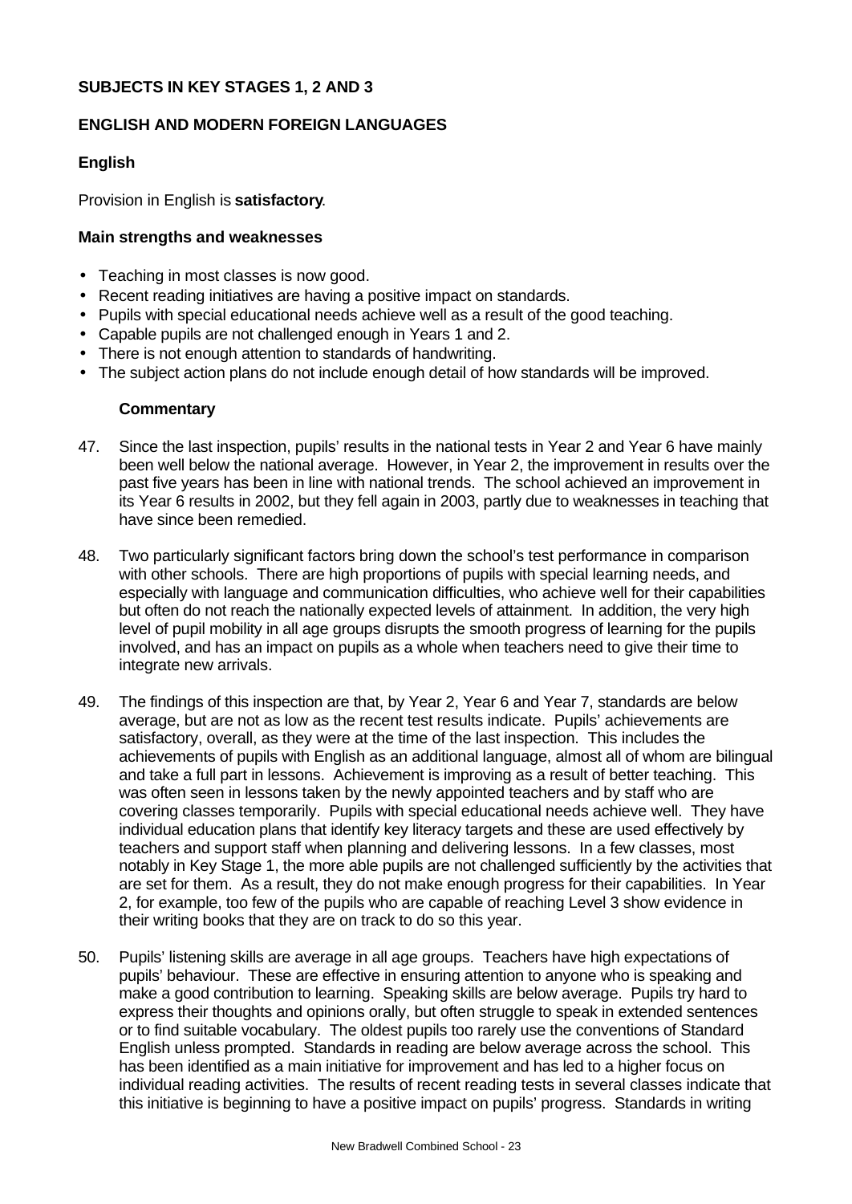## SUBJECTS IN KEY STAGES 1, 2 AND 3

### ENGLISH AND MODERN FOREIGN LANGUAGES

#### English

Provision in English is **satisfactory**.

#### Main strengths and weaknesses

- Teaching in most classes is now good.
- Recent reading initiatives are having a positive impact on standards.
- Pupils with special educational needs achieve well as a result of the good teaching.
- Capable pupils are not challenged enough in Years 1 and 2.
- There is not enough attention to standards of handwriting.
- The subject action plans do not include enough detail of how standards will be improved.

**Commentary**

47. Since the last inspection, pupils' results in the national tests in Year 2 and Year 6 have mainly been well below the national average. However, in Year 2, the improvement in results over the past five years has been in line with national trends. The school achieved an improvement in its Year 6 results in 2002, but they fell again in 2003, partly due to weaknesses in teaching that have since been remedied.

48. Two particularly significant factors bring down the school's test performance in comparison with other schools. There are high proportions of pupils with special learning needs, and especially with language and communication difficulties, who achieve well for their capabilities but often do not reach the nationally expected levels of attainment. In addition, the very high level of pupil mobility in all age groups disrupts the smooth progress of learning for the pupils involved, and has an impact on pupils as a whole when teachers need to give their time to integrate new arrivals.

49. The findings of this inspection are that, by Year 2, Year 6 and Year 7, standards are below average, but are not as low as the recent test results indicate. Pupils' achievements are satisfactory, overall, as they were at the time of the last inspection. This includes the achievements of pupils with English as an additional language, almost all of whom are bilingual and take a full part in lessons. Achievement is improving as a result of better teaching. This was often seen in lessons taken by the newly appointed teachers and by staff who are covering classes temporarily. Pupils with special educational needs achieve well. They have individual education plans that identify key literacy targets and these are used effectively by teachers and support staff when planning and delivering lessons. In a few classes, most notably in Key Stage 1, the more able pupils are not challenged sufficiently by the activities that are set for them. As a result, they do not make enough progress for their capabilities. In Year 2, for example, too few of the pupils who are capable of reaching Level 3 show evidence in their writing books that they are on track to do so this year.

50. Pupils' listening skills are average in all age groups. Teachers have high expectations of pupils' behaviour. These are effective in ensuring attention to anyone who is speaking and make a good contribution to learning. Speaking skills are below average. Pupils try hard to express their thoughts and opinions orally, but often struggle to speak in extended sentences or to find suitable vocabulary. The oldest pupils too rarely use the conventions of Standard English unless prompted. Standards in reading are below average across the school. This has been identified as a main initiative for improvement and has led to a higher focus on individual reading activities. The results of recent reading tests in several classes indicate that this initiative is beginning to have a positive impact on pupils' progress. Standards in writing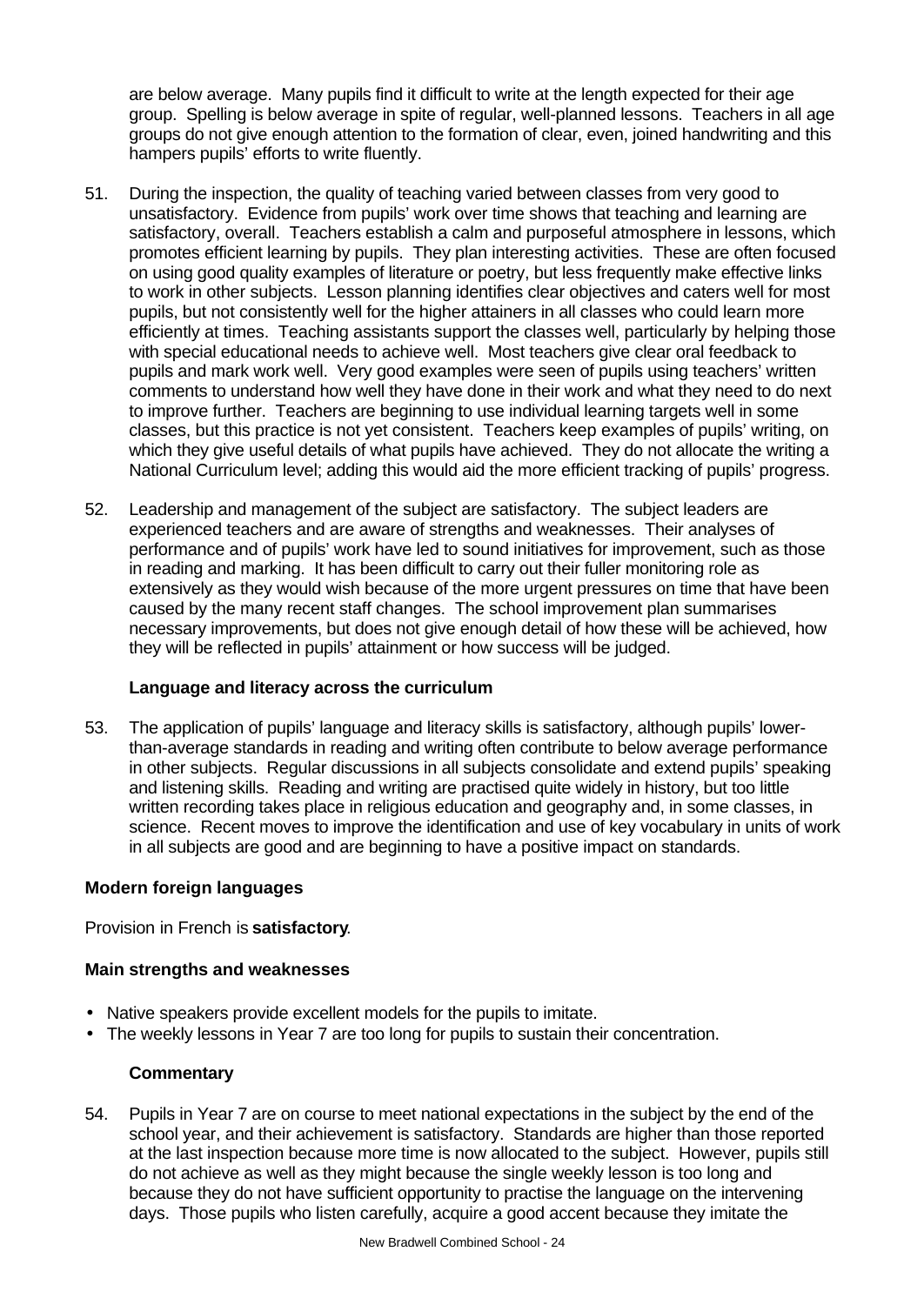are below average. Many pupils find it difficult to write at the length expected for their age group. Spelling is below average in spite of regular, well-planned lessons. Teachers in all age groups do not give enough attention to the formation of clear, even, joined handwriting and this hampers pupils' efforts to write fluently.

51. During the inspection, the quality of teaching varied between classes from very good to unsatisfactory. Evidence from pupils' work over time shows that teaching and learning are satisfactory, overall. Teachers establish a calm and purposeful atmosphere in lessons, which promotes efficient learning by pupils. They plan interesting activities. These are often focused on using good quality examples of literature or poetry, but less frequently make effective links to work in other subjects. Lesson planning identifies clear objectives and caters well for most pupils, but not consistently well for the higher attainers in all classes who could learn more efficiently at times. Teaching assistants support the classes well, particularly by helping those with special educational needs to achieve well. Most teachers give clear oral feedback to pupils and mark work well. Very good examples were seen of pupils using teachers' written comments to understand how well they have done in their work and what they need to do next to improve further. Teachers are beginning to use individual learning targets well in some classes, but this practice is not yet consistent. Teachers keep examples of pupils' writing, on which they give useful details of what pupils have achieved. They do not allocate the writing a National Curriculum level; adding this would aid the more efficient tracking of pupils' progress.

52. Leadership and management of the subject are satisfactory. The subject leaders are experienced teachers and are aware of strengths and weaknesses. Their analyses of performance and of pupils' work have led to sound initiatives for improvement, such as those in reading and marking. It has been difficult to carry out their fuller monitoring role as extensively as they would wish because of the more urgent pressures on time that have been caused by the many recent staff changes. The school improvement plan summarises necessary improvements, but does not give enough detail of how these will be achieved, how they will be reflected in pupils' attainment or how success will be judged.

### Language and literacy across the curriculum

53. The application of pupils' language and literacy skills is satisfactory, although pupils' lower-than-average standards in reading and writing often contribute to below average performance in other subjects. Regular discussions in all subjects consolidate and extend pupils' speaking and listening skills. Reading and writing are practised quite widely in history, but too little written recording takes place in religious education and geography and, in some classes, in science. Recent moves to improve the identification and use of key vocabulary in units of work in all subjects are good and are beginning to have a positive impact on standards.

## Modern foreign languages

Provision in French is **satisfactory**.

### Main strengths and weaknesses

- Native speakers provide excellent models for the pupils to imitate.
- The weekly lessons in Year 7 are too long for pupils to sustain their concentration.

### Commentary

54. Pupils in Year 7 are on course to meet national expectations in the subject by the end of the school year, and their achievement is satisfactory. Standards are higher than those reported at the last inspection because more time is now allocated to the subject. However, pupils still do not achieve as well as they might because the single weekly lesson is too long and because they do not have sufficient opportunity to practise the language on the intervening days. Those pupils who listen carefully, acquire a good accent because they imitate the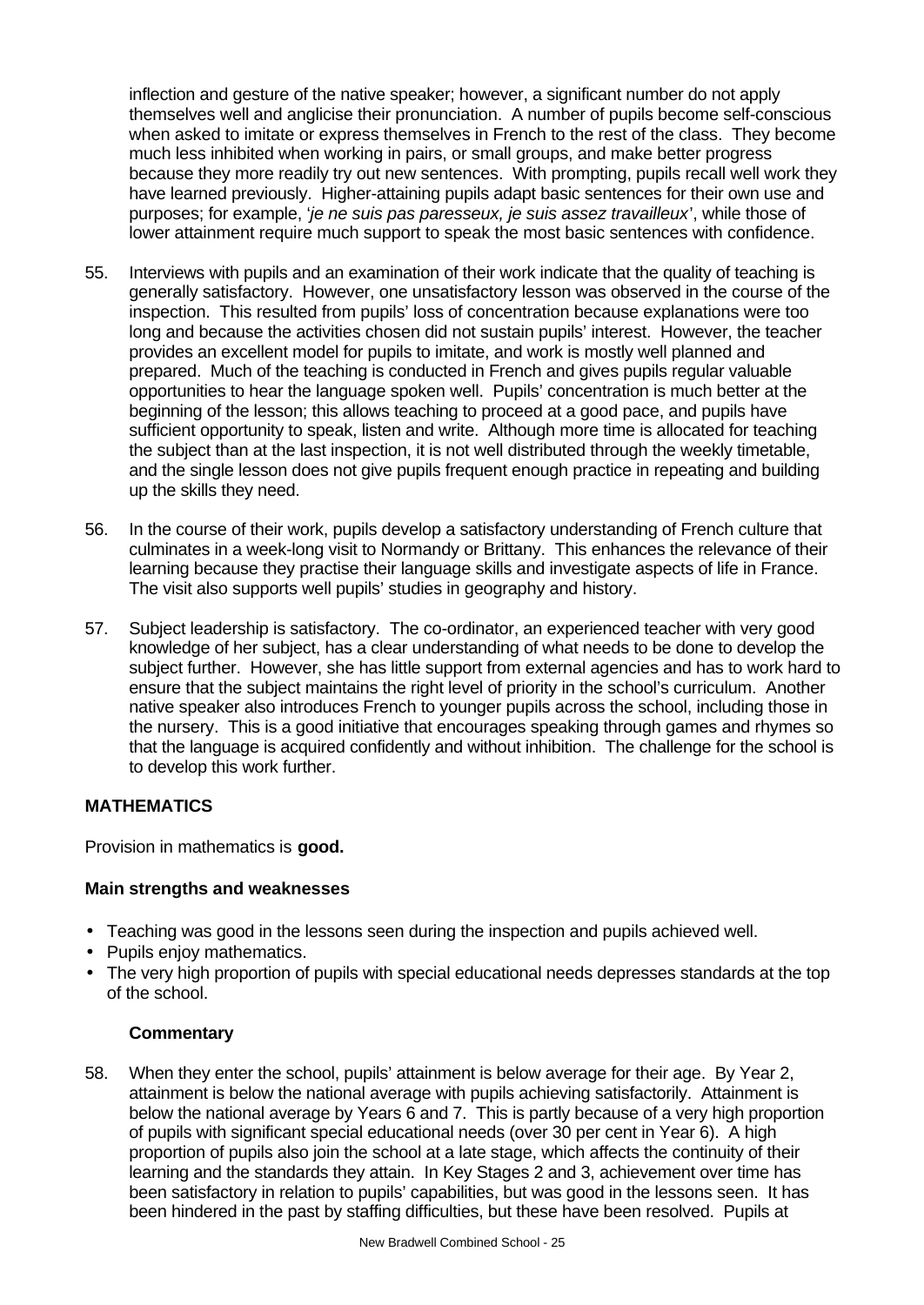inflection and gesture of the native speaker; however, a significant number do not apply themselves well and anglicise their pronunciation. A number of pupils become self-conscious when asked to imitate or express themselves in French to the rest of the class. They become much less inhibited when working in pairs, or small groups, and make better progress because they more readily try out new sentences. With prompting, pupils recall well work they have learned previously. Higher-attaining pupils adapt basic sentences for their own use and purposes; for example, '*je ne suis pas paresseux, je suis assez travailleux*', while those of lower attainment require much support to speak the most basic sentences with confidence.

55. Interviews with pupils and an examination of their work indicate that the quality of teaching is generally satisfactory. However, one unsatisfactory lesson was observed in the course of the inspection. This resulted from pupils' loss of concentration because explanations were too long and because the activities chosen did not sustain pupils' interest. However, the teacher provides an excellent model for pupils to imitate, and work is mostly well planned and prepared. Much of the teaching is conducted in French and gives pupils regular valuable opportunities to hear the language spoken well. Pupils' concentration is much better at the beginning of the lesson; this allows teaching to proceed at a good pace, and pupils have sufficient opportunity to speak, listen and write. Although more time is allocated for teaching the subject than at the last inspection, it is not well distributed through the weekly timetable, and the single lesson does not give pupils frequent enough practice in repeating and building up the skills they need.

56. In the course of their work, pupils develop a satisfactory understanding of French culture that culminates in a week-long visit to Normandy or Brittany. This enhances the relevance of their learning because they practise their language skills and investigate aspects of life in France. The visit also supports well pupils' studies in geography and history.

57. Subject leadership is satisfactory. The co-ordinator, an experienced teacher with very good knowledge of her subject, has a clear understanding of what needs to be done to develop the subject further. However, she has little support from external agencies and has to work hard to ensure that the subject maintains the right level of priority in the school's curriculum. Another native speaker also introduces French to younger pupils across the school, including those in the nursery. This is a good initiative that encourages speaking through games and rhymes so that the language is acquired confidently and without inhibition. The challenge for the school is to develop this work further.

## MATHEMATICS

Provision in mathematics is **good.**

### Main strengths and weaknesses

- Teaching was good in the lessons seen during the inspection and pupils achieved well.
- Pupils enjoy mathematics.
- The very high proportion of pupils with special educational needs depresses standards at the top of the school.

#### Commentary

58. When they enter the school, pupils' attainment is below average for their age. By Year 2, attainment is below the national average with pupils achieving satisfactorily. Attainment is below the national average by Years 6 and 7. This is partly because of a very high proportion of pupils with significant special educational needs (over 30 per cent in Year 6). A high proportion of pupils also join the school at a late stage, which affects the continuity of their learning and the standards they attain. In Key Stages 2 and 3, achievement over time has been satisfactory in relation to pupils' capabilities, but was good in the lessons seen. It has been hindered in the past by staffing difficulties, but these have been resolved. Pupils at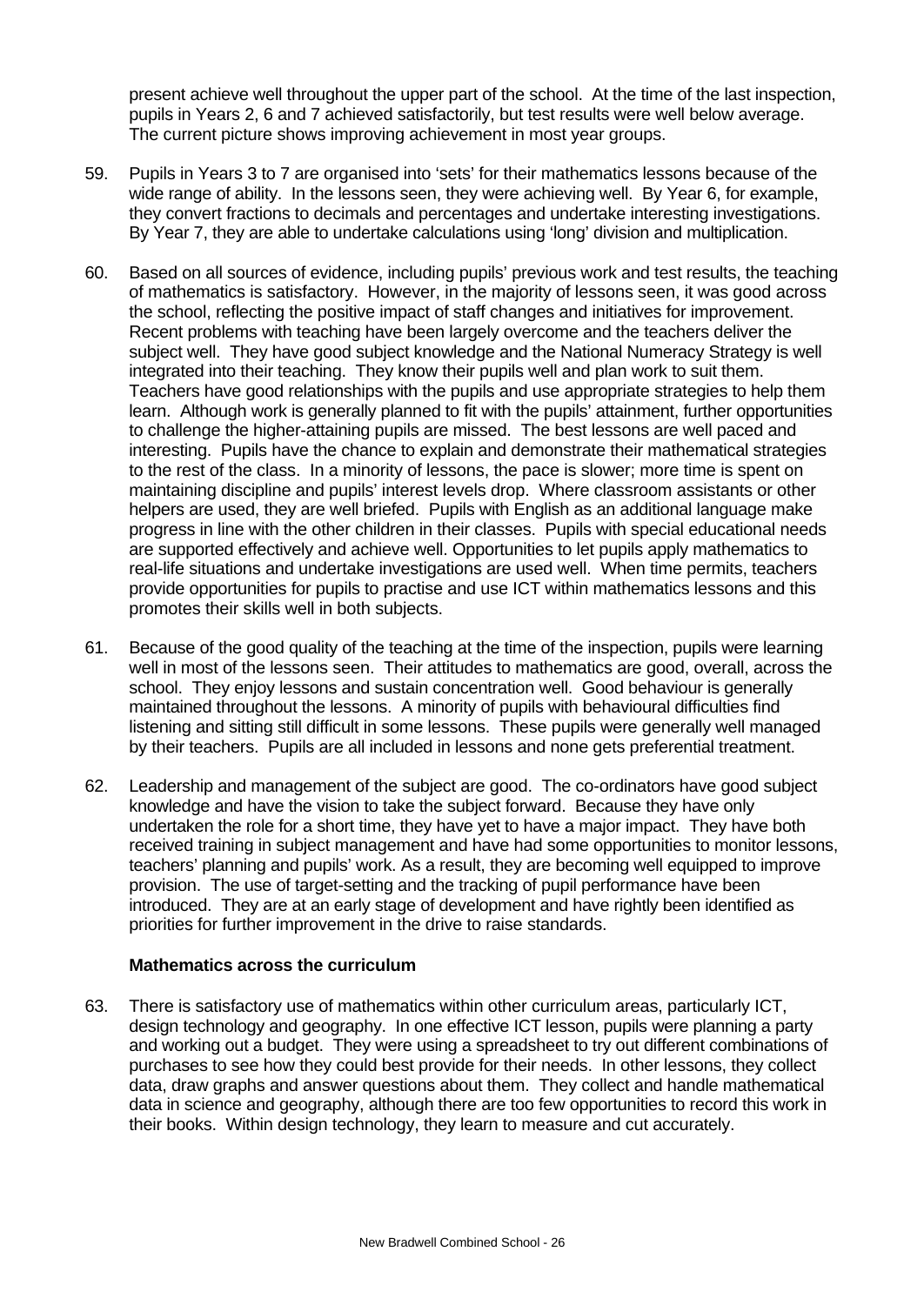present achieve well throughout the upper part of the school. At the time of the last inspection, pupils in Years 2, 6 and 7 achieved satisfactorily, but test results were well below average. The current picture shows improving achievement in most year groups.

59. Pupils in Years 3 to 7 are organised into 'sets' for their mathematics lessons because of the wide range of ability. In the lessons seen, they were achieving well. By Year 6, for example, they convert fractions to decimals and percentages and undertake interesting investigations. By Year 7, they are able to undertake calculations using 'long' division and multiplication.

60. Based on all sources of evidence, including pupils' previous work and test results, the teaching of mathematics is satisfactory. However, in the majority of lessons seen, it was good across the school, reflecting the positive impact of staff changes and initiatives for improvement. Recent problems with teaching have been largely overcome and the teachers deliver the subject well. They have good subject knowledge and the National Numeracy Strategy is well integrated into their teaching. They know their pupils well and plan work to suit them. Teachers have good relationships with the pupils and use appropriate strategies to help them learn. Although work is generally planned to fit with the pupils' attainment, further opportunities to challenge the higher-attaining pupils are missed. The best lessons are well paced and interesting. Pupils have the chance to explain and demonstrate their mathematical strategies to the rest of the class. In a minority of lessons, the pace is slower; more time is spent on maintaining discipline and pupils' interest levels drop. Where classroom assistants or other helpers are used, they are well briefed. Pupils with English as an additional language make progress in line with the other children in their classes. Pupils with special educational needs are supported effectively and achieve well. Opportunities to let pupils apply mathematics to real-life situations and undertake investigations are used well. When time permits, teachers provide opportunities for pupils to practise and use ICT within mathematics lessons and this promotes their skills well in both subjects.

61. Because of the good quality of the teaching at the time of the inspection, pupils were learning well in most of the lessons seen. Their attitudes to mathematics are good, overall, across the school. They enjoy lessons and sustain concentration well. Good behaviour is generally maintained throughout the lessons. A minority of pupils with behavioural difficulties find listening and sitting still difficult in some lessons. These pupils were generally well managed by their teachers. Pupils are all included in lessons and none gets preferential treatment.

62. Leadership and management of the subject are good. The co-ordinators have good subject knowledge and have the vision to take the subject forward. Because they have only undertaken the role for a short time, they have yet to have a major impact. They have both received training in subject management and have had some opportunities to monitor lessons, teachers' planning and pupils' work. As a result, they are becoming well equipped to improve provision. The use of target-setting and the tracking of pupil performance have been introduced. They are at an early stage of development and have rightly been identified as priorities for further improvement in the drive to raise standards.

**Mathematics across the curriculum**

63. There is satisfactory use of mathematics within other curriculum areas, particularly ICT, design technology and geography. In one effective ICT lesson, pupils were planning a party and working out a budget. They were using a spreadsheet to try out different combinations of purchases to see how they could best provide for their needs. In other lessons, they collect data, draw graphs and answer questions about them. They collect and handle mathematical data in science and geography, although there are too few opportunities to record this work in their books. Within design technology, they learn to measure and cut accurately.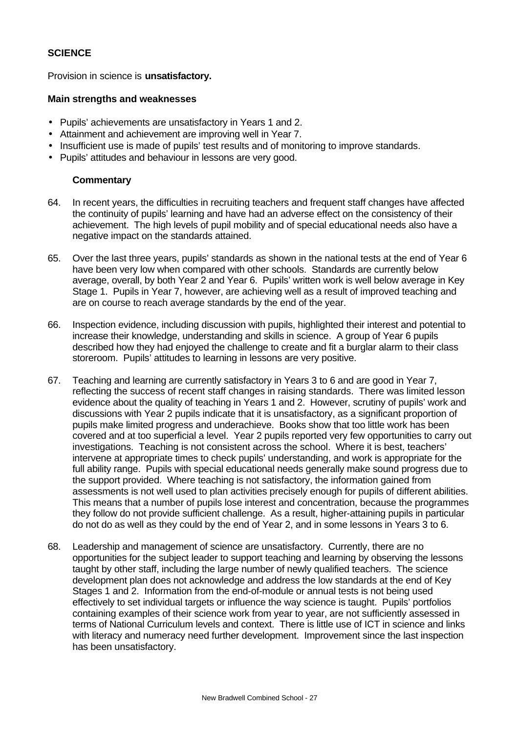## SCIENCE

Provision in science is **unsatisfactory.**

### Main strengths and weaknesses

- Pupils' achievements are unsatisfactory in Years 1 and 2.
- Attainment and achievement are improving well in Year 7.
- Insufficient use is made of pupils' test results and of monitoring to improve standards.
- Pupils' attitudes and behaviour in lessons are very good.

#### Commentary

64. In recent years, the difficulties in recruiting teachers and frequent staff changes have affected the continuity of pupils' learning and have had an adverse effect on the consistency of their achievement. The high levels of pupil mobility and of special educational needs also have a negative impact on the standards attained.

65. Over the last three years, pupils' standards as shown in the national tests at the end of Year 6 have been very low when compared with other schools. Standards are currently below average, overall, by both Year 2 and Year 6. Pupils' written work is well below average in Key Stage 1. Pupils in Year 7, however, are achieving well as a result of improved teaching and are on course to reach average standards by the end of the year.

66. Inspection evidence, including discussion with pupils, highlighted their interest and potential to increase their knowledge, understanding and skills in science. A group of Year 6 pupils described how they had enjoyed the challenge to create and fit a burglar alarm to their class storeroom. Pupils' attitudes to learning in lessons are very positive.

67. Teaching and learning are currently satisfactory in Years 3 to 6 and are good in Year 7, reflecting the success of recent staff changes in raising standards. There was limited lesson evidence about the quality of teaching in Years 1 and 2. However, scrutiny of pupils' work and discussions with Year 2 pupils indicate that it is unsatisfactory, as a significant proportion of pupils make limited progress and underachieve. Books show that too little work has been covered and at too superficial a level. Year 2 pupils reported very few opportunities to carry out investigations. Teaching is not consistent across the school. Where it is best, teachers' intervene at appropriate times to check pupils' understanding, and work is appropriate for the full ability range. Pupils with special educational needs generally make sound progress due to the support provided. Where teaching is not satisfactory, the information gained from assessments is not well used to plan activities precisely enough for pupils of different abilities. This means that a number of pupils lose interest and concentration, because the programmes they follow do not provide sufficient challenge. As a result, higher-attaining pupils in particular do not do as well as they could by the end of Year 2, and in some lessons in Years 3 to 6.

68. Leadership and management of science are unsatisfactory. Currently, there are no opportunities for the subject leader to support teaching and learning by observing the lessons taught by other staff, including the large number of newly qualified teachers. The science development plan does not acknowledge and address the low standards at the end of Key Stages 1 and 2. Information from the end-of-module or annual tests is not being used effectively to set individual targets or influence the way science is taught. Pupils' portfolios containing examples of their science work from year to year, are not sufficiently assessed in terms of National Curriculum levels and context. There is little use of ICT in science and links with literacy and numeracy need further development. Improvement since the last inspection has been unsatisfactory.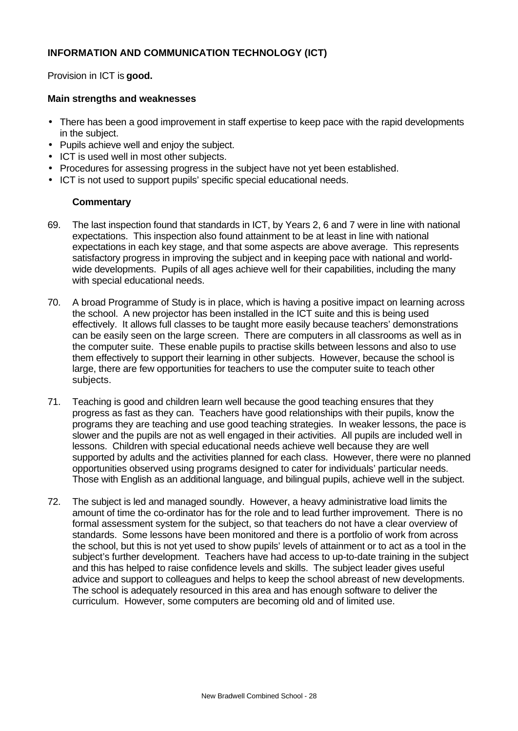## INFORMATION AND COMMUNICATION TECHNOLOGY (ICT)

Provision in ICT is **good.**

### Main strengths and weaknesses

- There has been a good improvement in staff expertise to keep pace with the rapid developments in the subject.
- Pupils achieve well and enjoy the subject.
- ICT is used well in most other subjects.
- Procedures for assessing progress in the subject have not yet been established.
- ICT is not used to support pupils' specific special educational needs.

#### Commentary

69. The last inspection found that standards in ICT, by Years 2, 6 and 7 were in line with national expectations. This inspection also found attainment to be at least in line with national expectations in each key stage, and that some aspects are above average. This represents satisfactory progress in improving the subject and in keeping pace with national and world-wide developments. Pupils of all ages achieve well for their capabilities, including the many with special educational needs.

70. A broad Programme of Study is in place, which is having a positive impact on learning across the school. A new projector has been installed in the ICT suite and this is being used effectively. It allows full classes to be taught more easily because teachers' demonstrations can be easily seen on the large screen. There are computers in all classrooms as well as in the computer suite. These enable pupils to practise skills between lessons and also to use them effectively to support their learning in other subjects. However, because the school is large, there are few opportunities for teachers to use the computer suite to teach other subjects.

71. Teaching is good and children learn well because the good teaching ensures that they progress as fast as they can. Teachers have good relationships with their pupils, know the programs they are teaching and use good teaching strategies. In weaker lessons, the pace is slower and the pupils are not as well engaged in their activities. All pupils are included well in lessons. Children with special educational needs achieve well because they are well supported by adults and the activities planned for each class. However, there were no planned opportunities observed using programs designed to cater for individuals' particular needs. Those with English as an additional language, and bilingual pupils, achieve well in the subject.

72. The subject is led and managed soundly. However, a heavy administrative load limits the amount of time the co-ordinator has for the role and to lead further improvement. There is no formal assessment system for the subject, so that teachers do not have a clear overview of standards. Some lessons have been monitored and there is a portfolio of work from across the school, but this is not yet used to show pupils' levels of attainment or to act as a tool in the subject's further development. Teachers have had access to up-to-date training in the subject and this has helped to raise confidence levels and skills. The subject leader gives useful advice and support to colleagues and helps to keep the school abreast of new developments. The school is adequately resourced in this area and has enough software to deliver the curriculum. However, some computers are becoming old and of limited use.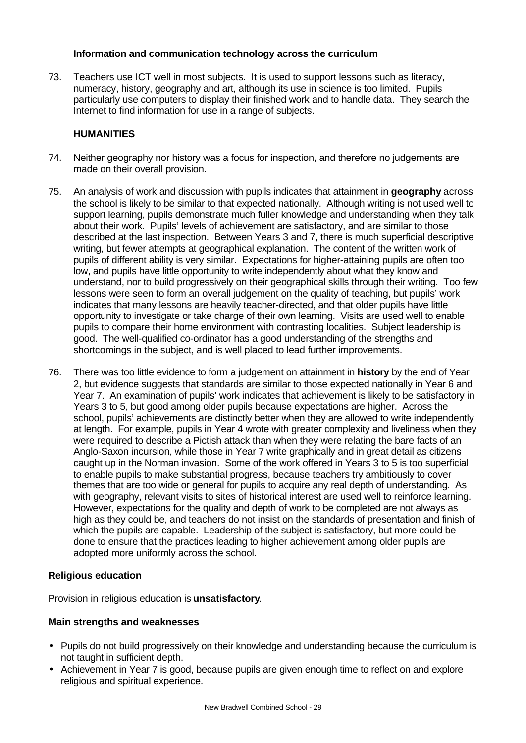### Information and communication technology across the curriculum

73. Teachers use ICT well in most subjects. It is used to support lessons such as literacy, numeracy, history, geography and art, although its use in science is too limited. Pupils particularly use computers to display their finished work and to handle data. They search the Internet to find information for use in a range of subjects.

### HUMANITIES

74. Neither geography nor history was a focus for inspection, and therefore no judgements are made on their overall provision.

75. An analysis of work and discussion with pupils indicates that attainment in **geography** across the school is likely to be similar to that expected nationally. Although writing is not used well to support learning, pupils demonstrate much fuller knowledge and understanding when they talk about their work. Pupils' levels of achievement are satisfactory, and are similar to those described at the last inspection. Between Years 3 and 7, there is much superficial descriptive writing, but fewer attempts at geographical explanation. The content of the written work of pupils of different ability is very similar. Expectations for higher-attaining pupils are often too low, and pupils have little opportunity to write independently about what they know and understand, nor to build progressively on their geographical skills through their writing. Too few lessons were seen to form an overall judgement on the quality of teaching, but pupils' work indicates that many lessons are heavily teacher-directed, and that older pupils have little opportunity to investigate or take charge of their own learning. Visits are used well to enable pupils to compare their home environment with contrasting localities. Subject leadership is good. The well-qualified co-ordinator has a good understanding of the strengths and shortcomings in the subject, and is well placed to lead further improvements.

76. There was too little evidence to form a judgement on attainment in **history** by the end of Year 2, but evidence suggests that standards are similar to those expected nationally in Year 6 and Year 7. An examination of pupils' work indicates that achievement is likely to be satisfactory in Years 3 to 5, but good among older pupils because expectations are higher. Across the school, pupils' achievements are distinctly better when they are allowed to write independently at length. For example, pupils in Year 4 wrote with greater complexity and liveliness when they were required to describe a Pictish attack than when they were relating the bare facts of an Anglo-Saxon incursion, while those in Year 7 write graphically and in great detail as citizens caught up in the Norman invasion. Some of the work offered in Years 3 to 5 is too superficial to enable pupils to make substantial progress, because teachers try ambitiously to cover themes that are too wide or general for pupils to acquire any real depth of understanding. As with geography, relevant visits to sites of historical interest are used well to reinforce learning. However, expectations for the quality and depth of work to be completed are not always as high as they could be, and teachers do not insist on the standards of presentation and finish of which the pupils are capable. Leadership of the subject is satisfactory, but more could be done to ensure that the practices leading to higher achievement among older pupils are adopted more uniformly across the school.

### Religious education

Provision in religious education is **unsatisfactory**.

**Main strengths and weaknesses**

- Pupils do not build progressively on their knowledge and understanding because the curriculum is not taught in sufficient depth.
- Achievement in Year 7 is good, because pupils are given enough time to reflect on and explore religious and spiritual experience.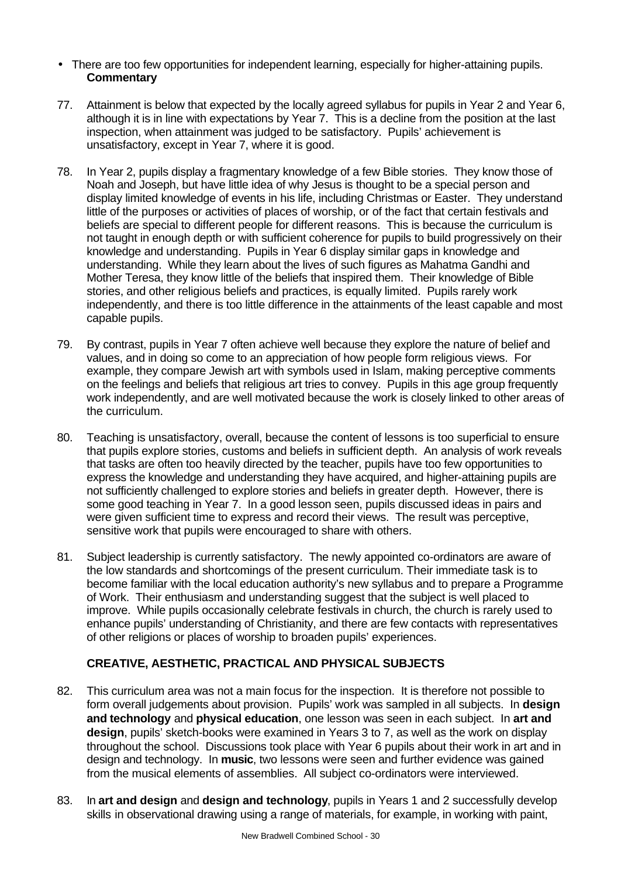- There are too few opportunities for independent learning, especially for higher-attaining pupils.

**Commentary**

77. Attainment is below that expected by the locally agreed syllabus for pupils in Year 2 and Year 6, although it is in line with expectations by Year 7. This is a decline from the position at the last inspection, when attainment was judged to be satisfactory. Pupils' achievement is unsatisfactory, except in Year 7, where it is good.

78. In Year 2, pupils display a fragmentary knowledge of a few Bible stories. They know those of Noah and Joseph, but have little idea of why Jesus is thought to be a special person and display limited knowledge of events in his life, including Christmas or Easter. They understand little of the purposes or activities of places of worship, or of the fact that certain festivals and beliefs are special to different people for different reasons. This is because the curriculum is not taught in enough depth or with sufficient coherence for pupils to build progressively on their knowledge and understanding. Pupils in Year 6 display similar gaps in knowledge and understanding. While they learn about the lives of such figures as Mahatma Gandhi and Mother Teresa, they know little of the beliefs that inspired them. Their knowledge of Bible stories, and other religious beliefs and practices, is equally limited. Pupils rarely work independently, and there is too little difference in the attainments of the least capable and most capable pupils.

79. By contrast, pupils in Year 7 often achieve well because they explore the nature of belief and values, and in doing so come to an appreciation of how people form religious views. For example, they compare Jewish art with symbols used in Islam, making perceptive comments on the feelings and beliefs that religious art tries to convey. Pupils in this age group frequently work independently, and are well motivated because the work is closely linked to other areas of the curriculum.

80. Teaching is unsatisfactory, overall, because the content of lessons is too superficial to ensure that pupils explore stories, customs and beliefs in sufficient depth. An analysis of work reveals that tasks are often too heavily directed by the teacher, pupils have too few opportunities to express the knowledge and understanding they have acquired, and higher-attaining pupils are not sufficiently challenged to explore stories and beliefs in greater depth. However, there is some good teaching in Year 7. In a good lesson seen, pupils discussed ideas in pairs and were given sufficient time to express and record their views. The result was perceptive, sensitive work that pupils were encouraged to share with others.

81. Subject leadership is currently satisfactory. The newly appointed co-ordinators are aware of the low standards and shortcomings of the present curriculum. Their immediate task is to become familiar with the local education authority's new syllabus and to prepare a Programme of Work. Their enthusiasm and understanding suggest that the subject is well placed to improve. While pupils occasionally celebrate festivals in church, the church is rarely used to enhance pupils' understanding of Christianity, and there are few contacts with representatives of other religions or places of worship to broaden pupils' experiences.

## CREATIVE, AESTHETIC, PRACTICAL AND PHYSICAL SUBJECTS

82. This curriculum area was not a main focus for the inspection. It is therefore not possible to form overall judgements about provision. Pupils' work was sampled in all subjects. In **design and technology** and **physical education**, one lesson was seen in each subject. In **art and design**, pupils' sketch-books were examined in Years 3 to 7, as well as the work on display throughout the school. Discussions took place with Year 6 pupils about their work in art and in design and technology. In **music**, two lessons were seen and further evidence was gained from the musical elements of assemblies. All subject co-ordinators were interviewed.

83. In **art and design** and **design and technology**, pupils in Years 1 and 2 successfully develop skills in observational drawing using a range of materials, for example, in working with paint,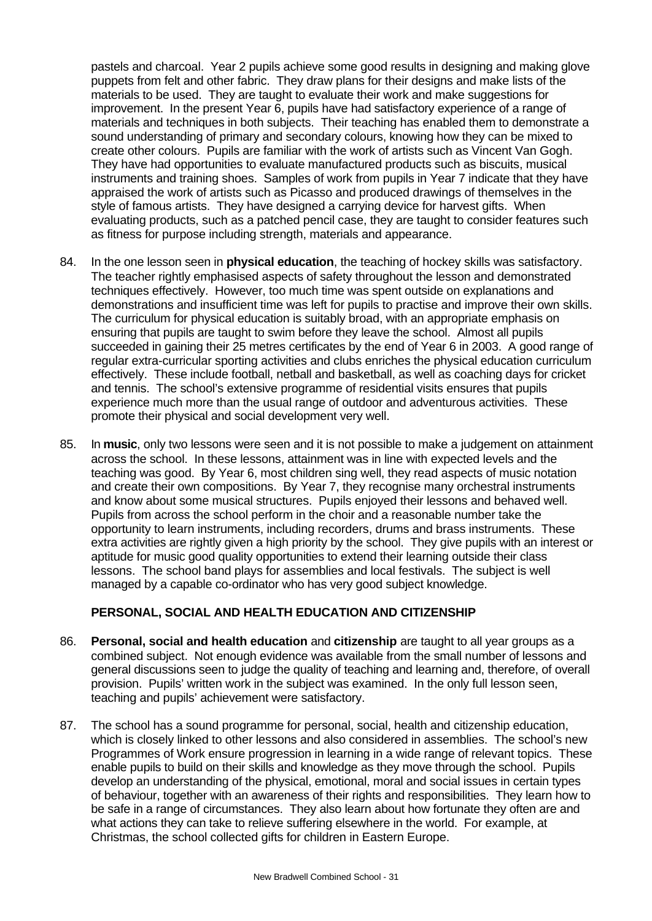pastels and charcoal. Year 2 pupils achieve some good results in designing and making glove puppets from felt and other fabric. They draw plans for their designs and make lists of the materials to be used. They are taught to evaluate their work and make suggestions for improvement. In the present Year 6, pupils have had satisfactory experience of a range of materials and techniques in both subjects. Their teaching has enabled them to demonstrate a sound understanding of primary and secondary colours, knowing how they can be mixed to create other colours. Pupils are familiar with the work of artists such as Vincent Van Gogh. They have had opportunities to evaluate manufactured products such as biscuits, musical instruments and training shoes. Samples of work from pupils in Year 7 indicate that they have appraised the work of artists such as Picasso and produced drawings of themselves in the style of famous artists. They have designed a carrying device for harvest gifts. When evaluating products, such as a patched pencil case, they are taught to consider features such as fitness for purpose including strength, materials and appearance.

84. In the one lesson seen in **physical education**, the teaching of hockey skills was satisfactory. The teacher rightly emphasised aspects of safety throughout the lesson and demonstrated techniques effectively. However, too much time was spent outside on explanations and demonstrations and insufficient time was left for pupils to practise and improve their own skills. The curriculum for physical education is suitably broad, with an appropriate emphasis on ensuring that pupils are taught to swim before they leave the school. Almost all pupils succeeded in gaining their 25 metres certificates by the end of Year 6 in 2003. A good range of regular extra-curricular sporting activities and clubs enriches the physical education curriculum effectively. These include football, netball and basketball, as well as coaching days for cricket and tennis. The school's extensive programme of residential visits ensures that pupils experience much more than the usual range of outdoor and adventurous activities. These promote their physical and social development very well.

85. In **music**, only two lessons were seen and it is not possible to make a judgement on attainment across the school. In these lessons, attainment was in line with expected levels and the teaching was good. By Year 6, most children sing well, they read aspects of music notation and create their own compositions. By Year 7, they recognise many orchestral instruments and know about some musical structures. Pupils enjoyed their lessons and behaved well. Pupils from across the school perform in the choir and a reasonable number take the opportunity to learn instruments, including recorders, drums and brass instruments. These extra activities are rightly given a high priority by the school. They give pupils with an interest or aptitude for music good quality opportunities to extend their learning outside their class lessons. The school band plays for assemblies and local festivals. The subject is well managed by a capable co-ordinator who has very good subject knowledge.

## PERSONAL, SOCIAL AND HEALTH EDUCATION AND CITIZENSHIP

86. **Personal, social and health education** and **citizenship** are taught to all year groups as a combined subject. Not enough evidence was available from the small number of lessons and general discussions seen to judge the quality of teaching and learning and, therefore, of overall provision. Pupils' written work in the subject was examined. In the only full lesson seen, teaching and pupils' achievement were satisfactory.

87. The school has a sound programme for personal, social, health and citizenship education, which is closely linked to other lessons and also considered in assemblies. The school's new Programmes of Work ensure progression in learning in a wide range of relevant topics. These enable pupils to build on their skills and knowledge as they move through the school. Pupils develop an understanding of the physical, emotional, moral and social issues in certain types of behaviour, together with an awareness of their rights and responsibilities. They learn how to be safe in a range of circumstances. They also learn about how fortunate they often are and what actions they can take to relieve suffering elsewhere in the world. For example, at Christmas, the school collected gifts for children in Eastern Europe.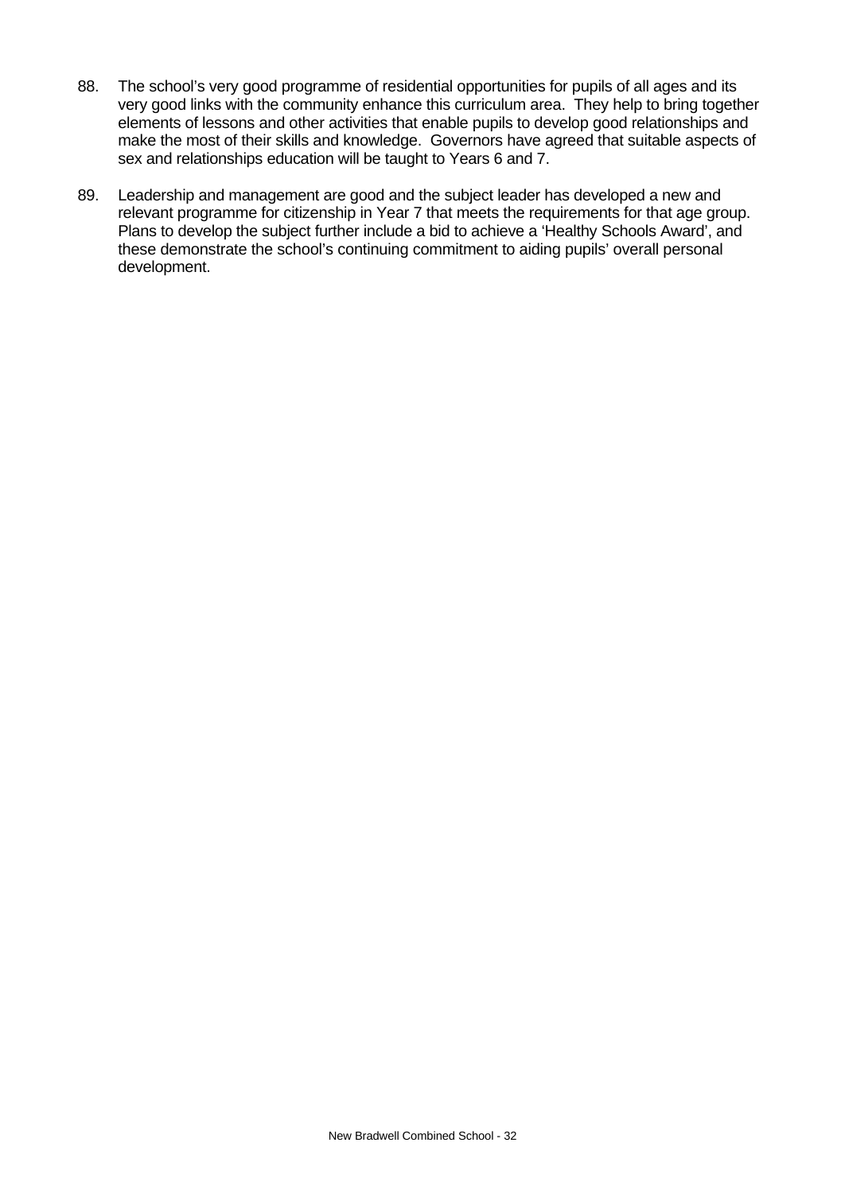88. The school's very good programme of residential opportunities for pupils of all ages and its very good links with the community enhance this curriculum area. They help to bring together elements of lessons and other activities that enable pupils to develop good relationships and make the most of their skills and knowledge. Governors have agreed that suitable aspects of sex and relationships education will be taught to Years 6 and 7.

89. Leadership and management are good and the subject leader has developed a new and relevant programme for citizenship in Year 7 that meets the requirements for that age group. Plans to develop the subject further include a bid to achieve a 'Healthy Schools Award', and these demonstrate the school's continuing commitment to aiding pupils' overall personal development.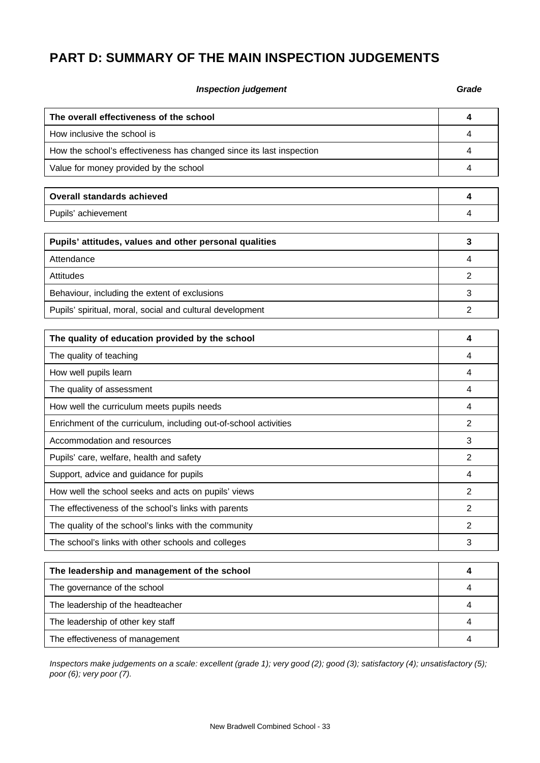# PART D: SUMMARY OF THE MAIN INSPECTION JUDGEMENTS

| *Inspection judgement* | *Grade* |
| --- | --- |
| **The overall effectiveness of the school** | **4** |
| How inclusive the school is | 4 |
| How the school's effectiveness has changed since its last inspection | 4 |
| Value for money provided by the school | 4 |
| **Overall standards achieved** | **4** |
| Pupils' achievement | 4 |
| **Pupils' attitudes, values and other personal qualities** | **3** |
| Attendance | 4 |
| Attitudes | 2 |
| Behaviour, including the extent of exclusions | 3 |
| Pupils' spiritual, moral, social and cultural development | 2 |
| **The quality of education provided by the school** | **4** |
| The quality of teaching | 4 |
| How well pupils learn | 4 |
| The quality of assessment | 4 |
| How well the curriculum meets pupils needs | 4 |
| Enrichment of the curriculum, including out-of-school activities | 2 |
| Accommodation and resources | 3 |
| Pupils' care, welfare, health and safety | 2 |
| Support, advice and guidance for pupils | 4 |
| How well the school seeks and acts on pupils' views | 2 |
| The effectiveness of the school's links with parents | 2 |
| The quality of the school's links with the community | 2 |
| The school's links with other schools and colleges | 3 |
| **The leadership and management of the school** | **4** |
| The governance of the school | 4 |
| The leadership of the headteacher | 4 |
| The leadership of other key staff | 4 |
| The effectiveness of management | 4 |

*Inspectors make judgements on a scale: excellent (grade 1); very good (2); good (3); satisfactory (4); unsatisfactory (5); poor (6); very poor (7).*